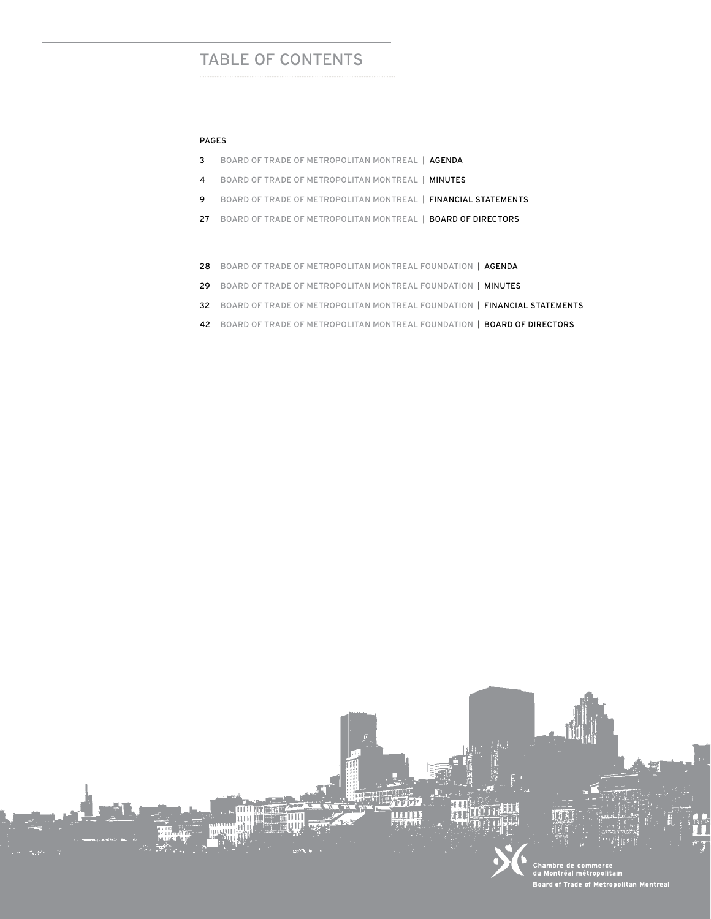# TABLE OF CONTENTS

PAGES

3 BOARD OF TRADE OF METROPOLITAN MONTREAL | AGENDA

4 BOARD OF TRADE OF METROPOLITAN MONTREAL | MINUTES

9 BOARD OF TRADE OF METROPOLITAN MONTREAL | FINANCIAL STATEMENTS

27 BOARD OF TRADE OF METROPOLITAN MONTREAL | BOARD OF DIRECTORS

28 BOARD OF TRADE OF METROPOLITAN MONTREAL FOUNDATION | AGENDA

29 BOARD OF TRADE OF METROPOLITAN MONTREAL FOUNDATION | MINUTES

32 BOARD OF TRADE OF METROPOLITAN MONTREAL FOUNDATION | FINANCIAL STATEMENTS

42 BOARD OF TRADE OF METROPOLITAN MONTREAL FOUNDATION | BOARD OF DIRECTORS

Chambre de commerce du Montréal métropolitain
Board of Trade of Metropolitan Montreal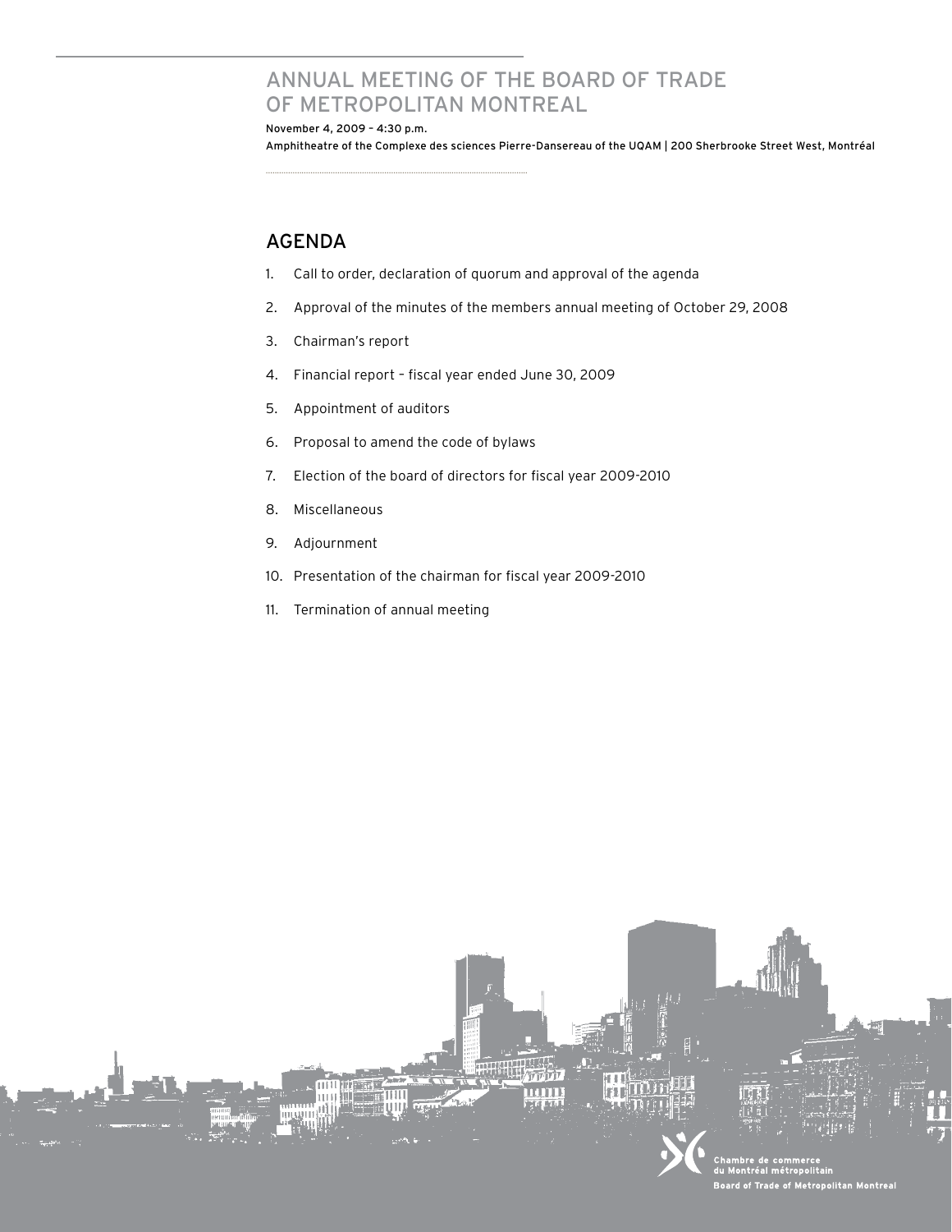# ANNUAL MEETING OF THE BOARD OF TRADE OF METROPOLITAN MONTREAL

November 4, 2009 – 4:30 p.m.

Amphitheatre of the Complexe des sciences Pierre-Dansereau of the UQAM | 200 Sherbrooke Street West, Montréal

## AGENDA

1. Call to order, declaration of quorum and approval of the agenda
2. Approval of the minutes of the members annual meeting of October 29, 2008
3. Chairman's report
4. Financial report – fiscal year ended June 30, 2009
5. Appointment of auditors
6. Proposal to amend the code of bylaws
7. Election of the board of directors for fiscal year 2009-2010
8. Miscellaneous
9. Adjournment
10. Presentation of the chairman for fiscal year 2009-2010
11. Termination of annual meeting

Chambre de commerce du Montréal métropolitain
Board of Trade of Metropolitan Montreal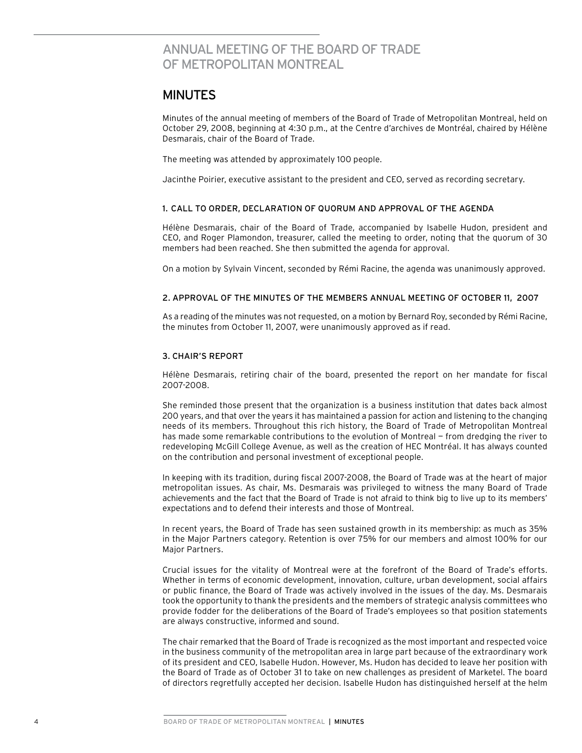# ANNUAL MEETING OF THE BOARD OF TRADE OF METROPOLITAN MONTREAL

## MINUTES

Minutes of the annual meeting of members of the Board of Trade of Metropolitan Montreal, held on October 29, 2008, beginning at 4:30 p.m., at the Centre d'archives de Montréal, chaired by Hélène Desmarais, chair of the Board of Trade.

The meeting was attended by approximately 100 people.

Jacinthe Poirier, executive assistant to the president and CEO, served as recording secretary.

### 1. CALL TO ORDER, DECLARATION OF QUORUM AND APPROVAL OF THE AGENDA

Hélène Desmarais, chair of the Board of Trade, accompanied by Isabelle Hudon, president and CEO, and Roger Plamondon, treasurer, called the meeting to order, noting that the quorum of 30 members had been reached. She then submitted the agenda for approval.

On a motion by Sylvain Vincent, seconded by Rémi Racine, the agenda was unanimously approved.

### 2. APPROVAL OF THE MINUTES OF THE MEMBERS ANNUAL MEETING OF OCTOBER 11, 2007

As a reading of the minutes was not requested, on a motion by Bernard Roy, seconded by Rémi Racine, the minutes from October 11, 2007, were unanimously approved as if read.

### 3. CHAIR'S REPORT

Hélène Desmarais, retiring chair of the board, presented the report on her mandate for fiscal 2007-2008.

She reminded those present that the organization is a business institution that dates back almost 200 years, and that over the years it has maintained a passion for action and listening to the changing needs of its members. Throughout this rich history, the Board of Trade of Metropolitan Montreal has made some remarkable contributions to the evolution of Montreal — from dredging the river to redeveloping McGill College Avenue, as well as the creation of HEC Montréal. It has always counted on the contribution and personal investment of exceptional people.

In keeping with its tradition, during fiscal 2007-2008, the Board of Trade was at the heart of major metropolitan issues. As chair, Ms. Desmarais was privileged to witness the many Board of Trade achievements and the fact that the Board of Trade is not afraid to think big to live up to its members' expectations and to defend their interests and those of Montreal.

In recent years, the Board of Trade has seen sustained growth in its membership: as much as 35% in the Major Partners category. Retention is over 75% for our members and almost 100% for our Major Partners.

Crucial issues for the vitality of Montreal were at the forefront of the Board of Trade's efforts. Whether in terms of economic development, innovation, culture, urban development, social affairs or public finance, the Board of Trade was actively involved in the issues of the day. Ms. Desmarais took the opportunity to thank the presidents and the members of strategic analysis committees who provide fodder for the deliberations of the Board of Trade's employees so that position statements are always constructive, informed and sound.

The chair remarked that the Board of Trade is recognized as the most important and respected voice in the business community of the metropolitan area in large part because of the extraordinary work of its president and CEO, Isabelle Hudon. However, Ms. Hudon has decided to leave her position with the Board of Trade as of October 31 to take on new challenges as president of Marketel. The board of directors regretfully accepted her decision. Isabelle Hudon has distinguished herself at the helm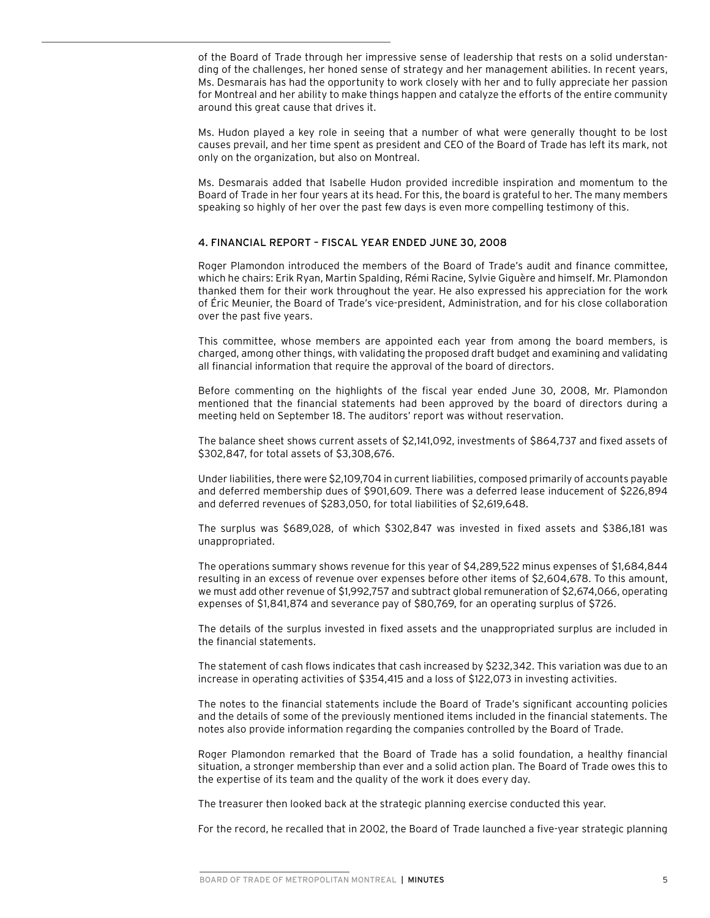of the Board of Trade through her impressive sense of leadership that rests on a solid understanding of the challenges, her honed sense of strategy and her management abilities. In recent years, Ms. Desmarais has had the opportunity to work closely with her and to fully appreciate her passion for Montreal and her ability to make things happen and catalyze the efforts of the entire community around this great cause that drives it.

Ms. Hudon played a key role in seeing that a number of what were generally thought to be lost causes prevail, and her time spent as president and CEO of the Board of Trade has left its mark, not only on the organization, but also on Montreal.

Ms. Desmarais added that Isabelle Hudon provided incredible inspiration and momentum to the Board of Trade in her four years at its head. For this, the board is grateful to her. The many members speaking so highly of her over the past few days is even more compelling testimony of this.

## 4. FINANCIAL REPORT – FISCAL YEAR ENDED JUNE 30, 2008

Roger Plamondon introduced the members of the Board of Trade's audit and finance committee, which he chairs: Erik Ryan, Martin Spalding, Rémi Racine, Sylvie Giguère and himself. Mr. Plamondon thanked them for their work throughout the year. He also expressed his appreciation for the work of Éric Meunier, the Board of Trade's vice-president, Administration, and for his close collaboration over the past five years.

This committee, whose members are appointed each year from among the board members, is charged, among other things, with validating the proposed draft budget and examining and validating all financial information that require the approval of the board of directors.

Before commenting on the highlights of the fiscal year ended June 30, 2008, Mr. Plamondon mentioned that the financial statements had been approved by the board of directors during a meeting held on September 18. The auditors' report was without reservation.

The balance sheet shows current assets of $2,141,092, investments of $864,737 and fixed assets of $302,847, for total assets of $3,308,676.

Under liabilities, there were $2,109,704 in current liabilities, composed primarily of accounts payable and deferred membership dues of $901,609. There was a deferred lease inducement of $226,894 and deferred revenues of $283,050, for total liabilities of $2,619,648.

The surplus was $689,028, of which $302,847 was invested in fixed assets and $386,181 was unappropriated.

The operations summary shows revenue for this year of $4,289,522 minus expenses of $1,684,844 resulting in an excess of revenue over expenses before other items of $2,604,678. To this amount, we must add other revenue of $1,992,757 and subtract global remuneration of $2,674,066, operating expenses of $1,841,874 and severance pay of $80,769, for an operating surplus of $726.

The details of the surplus invested in fixed assets and the unappropriated surplus are included in the financial statements.

The statement of cash flows indicates that cash increased by $232,342. This variation was due to an increase in operating activities of $354,415 and a loss of $122,073 in investing activities.

The notes to the financial statements include the Board of Trade's significant accounting policies and the details of some of the previously mentioned items included in the financial statements. The notes also provide information regarding the companies controlled by the Board of Trade.

Roger Plamondon remarked that the Board of Trade has a solid foundation, a healthy financial situation, a stronger membership than ever and a solid action plan. The Board of Trade owes this to the expertise of its team and the quality of the work it does every day.

The treasurer then looked back at the strategic planning exercise conducted this year.

For the record, he recalled that in 2002, the Board of Trade launched a five-year strategic planning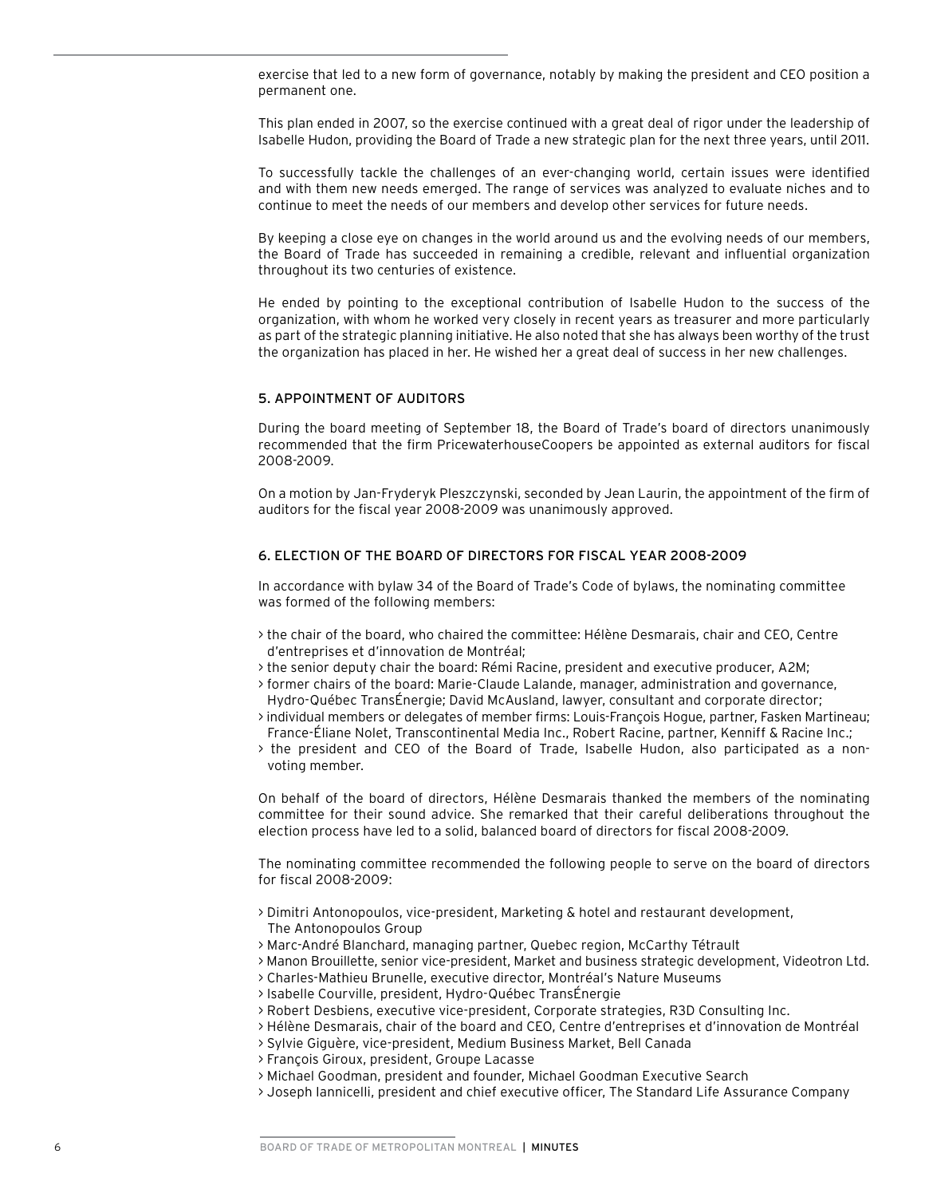exercise that led to a new form of governance, notably by making the president and CEO position a permanent one.

This plan ended in 2007, so the exercise continued with a great deal of rigor under the leadership of Isabelle Hudon, providing the Board of Trade a new strategic plan for the next three years, until 2011.

To successfully tackle the challenges of an ever-changing world, certain issues were identified and with them new needs emerged. The range of services was analyzed to evaluate niches and to continue to meet the needs of our members and develop other services for future needs.

By keeping a close eye on changes in the world around us and the evolving needs of our members, the Board of Trade has succeeded in remaining a credible, relevant and influential organization throughout its two centuries of existence.

He ended by pointing to the exceptional contribution of Isabelle Hudon to the success of the organization, with whom he worked very closely in recent years as treasurer and more particularly as part of the strategic planning initiative. He also noted that she has always been worthy of the trust the organization has placed in her. He wished her a great deal of success in her new challenges.

## 5. APPOINTMENT OF AUDITORS

During the board meeting of September 18, the Board of Trade's board of directors unanimously recommended that the firm PricewaterhouseCoopers be appointed as external auditors for fiscal 2008-2009.

On a motion by Jan-Fryderyk Pleszczynski, seconded by Jean Laurin, the appointment of the firm of auditors for the fiscal year 2008-2009 was unanimously approved.

## 6. ELECTION OF THE BOARD OF DIRECTORS FOR FISCAL YEAR 2008-2009

In accordance with bylaw 34 of the Board of Trade's Code of bylaws, the nominating committee was formed of the following members:

> the chair of the board, who chaired the committee: Hélène Desmarais, chair and CEO, Centre d'entreprises et d'innovation de Montréal;
> the senior deputy chair the board: Rémi Racine, president and executive producer, A2M;
> former chairs of the board: Marie-Claude Lalande, manager, administration and governance, Hydro-Québec TransÉnergie; David McAusland, lawyer, consultant and corporate director;
> individual members or delegates of member firms: Louis-François Hogue, partner, Fasken Martineau; France-Éliane Nolet, Transcontinental Media Inc., Robert Racine, partner, Kenniff & Racine Inc.;
> the president and CEO of the Board of Trade, Isabelle Hudon, also participated as a non-voting member.

On behalf of the board of directors, Hélène Desmarais thanked the members of the nominating committee for their sound advice. She remarked that their careful deliberations throughout the election process have led to a solid, balanced board of directors for fiscal 2008-2009.

The nominating committee recommended the following people to serve on the board of directors for fiscal 2008-2009:

> Dimitri Antonopoulos, vice-president, Marketing & hotel and restaurant development, The Antonopoulos Group
> Marc-André Blanchard, managing partner, Quebec region, McCarthy Tétrault
> Manon Brouillette, senior vice-president, Market and business strategic development, Videotron Ltd.
> Charles-Mathieu Brunelle, executive director, Montréal's Nature Museums
> Isabelle Courville, president, Hydro-Québec TransÉnergie
> Robert Desbiens, executive vice-president, Corporate strategies, R3D Consulting Inc.
> Hélène Desmarais, chair of the board and CEO, Centre d'entreprises et d'innovation de Montréal
> Sylvie Giguère, vice-president, Medium Business Market, Bell Canada
> François Giroux, president, Groupe Lacasse
> Michael Goodman, president and founder, Michael Goodman Executive Search
> Joseph Iannicelli, president and chief executive officer, The Standard Life Assurance Company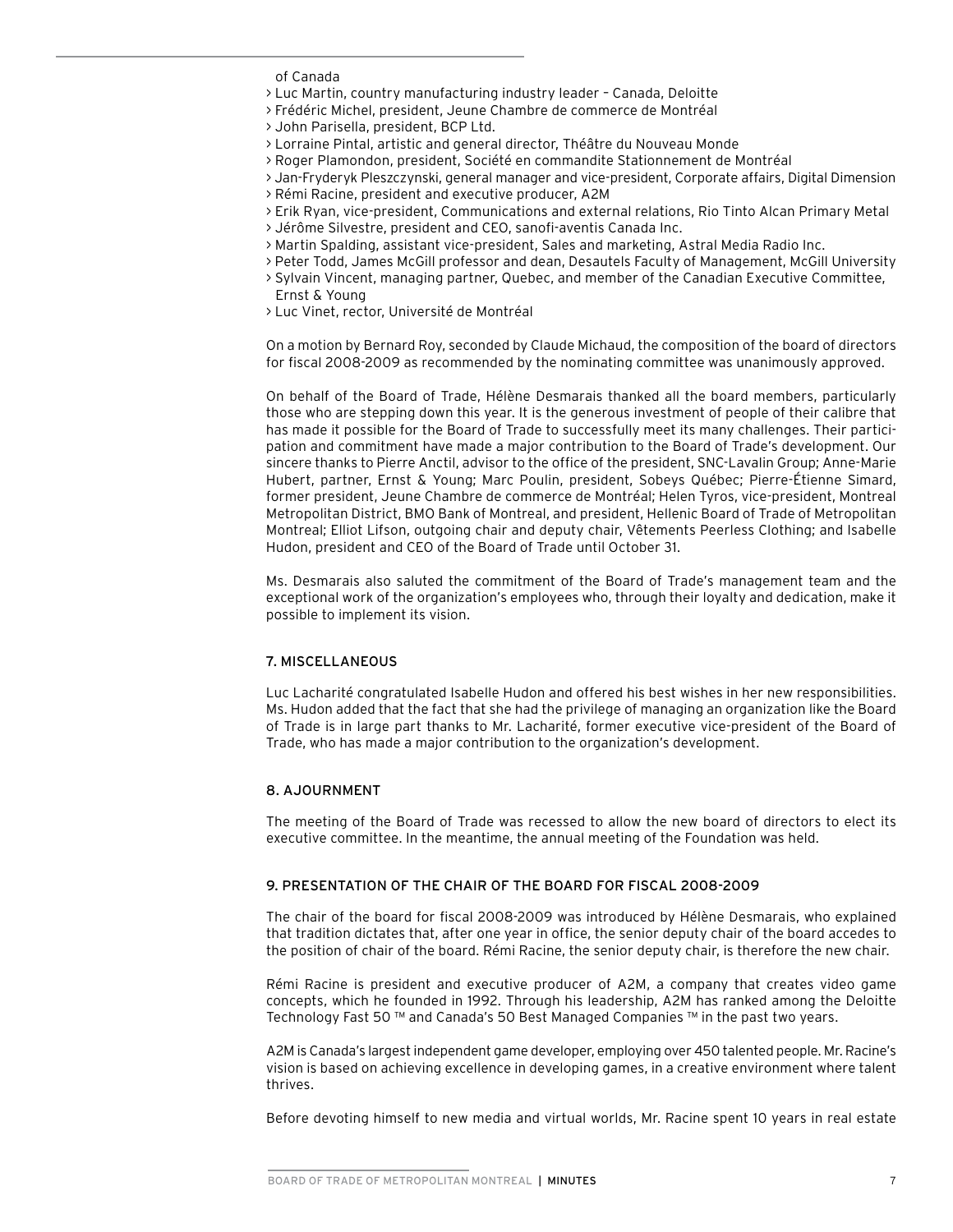of Canada

- Luc Martin, country manufacturing industry leader – Canada, Deloitte
- Frédéric Michel, president, Jeune Chambre de commerce de Montréal
- John Parisella, president, BCP Ltd.
- Lorraine Pintal, artistic and general director, Théâtre du Nouveau Monde
- Roger Plamondon, president, Société en commandite Stationnement de Montréal
- Jan-Fryderyk Pleszczynski, general manager and vice-president, Corporate affairs, Digital Dimension
- Rémi Racine, president and executive producer, A2M
- Erik Ryan, vice-president, Communications and external relations, Rio Tinto Alcan Primary Metal
- Jérôme Silvestre, president and CEO, sanofi-aventis Canada Inc.
- Martin Spalding, assistant vice-president, Sales and marketing, Astral Media Radio Inc.
- Peter Todd, James McGill professor and dean, Desautels Faculty of Management, McGill University
- Sylvain Vincent, managing partner, Quebec, and member of the Canadian Executive Committee, Ernst & Young
- Luc Vinet, rector, Université de Montréal

On a motion by Bernard Roy, seconded by Claude Michaud, the composition of the board of directors for fiscal 2008-2009 as recommended by the nominating committee was unanimously approved.

On behalf of the Board of Trade, Hélène Desmarais thanked all the board members, particularly those who are stepping down this year. It is the generous investment of people of their calibre that has made it possible for the Board of Trade to successfully meet its many challenges. Their participation and commitment have made a major contribution to the Board of Trade's development. Our sincere thanks to Pierre Anctil, advisor to the office of the president, SNC-Lavalin Group; Anne-Marie Hubert, partner, Ernst & Young; Marc Poulin, president, Sobeys Québec; Pierre-Étienne Simard, former president, Jeune Chambre de commerce de Montréal; Helen Tyros, vice-president, Montreal Metropolitan District, BMO Bank of Montreal, and president, Hellenic Board of Trade of Metropolitan Montreal; Elliot Lifson, outgoing chair and deputy chair, Vêtements Peerless Clothing; and Isabelle Hudon, president and CEO of the Board of Trade until October 31.

Ms. Desmarais also saluted the commitment of the Board of Trade's management team and the exceptional work of the organization's employees who, through their loyalty and dedication, make it possible to implement its vision.

### 7. MISCELLANEOUS

Luc Lacharité congratulated Isabelle Hudon and offered his best wishes in her new responsibilities. Ms. Hudon added that the fact that she had the privilege of managing an organization like the Board of Trade is in large part thanks to Mr. Lacharité, former executive vice-president of the Board of Trade, who has made a major contribution to the organization's development.

### 8. AJOURNMENT

The meeting of the Board of Trade was recessed to allow the new board of directors to elect its executive committee. In the meantime, the annual meeting of the Foundation was held.

### 9. PRESENTATION OF THE CHAIR OF THE BOARD FOR FISCAL 2008-2009

The chair of the board for fiscal 2008-2009 was introduced by Hélène Desmarais, who explained that tradition dictates that, after one year in office, the senior deputy chair of the board accedes to the position of chair of the board. Rémi Racine, the senior deputy chair, is therefore the new chair.

Rémi Racine is president and executive producer of A2M, a company that creates video game concepts, which he founded in 1992. Through his leadership, A2M has ranked among the Deloitte Technology Fast 50 ™ and Canada's 50 Best Managed Companies ™ in the past two years.

A2M is Canada's largest independent game developer, employing over 450 talented people. Mr. Racine's vision is based on achieving excellence in developing games, in a creative environment where talent thrives.

Before devoting himself to new media and virtual worlds, Mr. Racine spent 10 years in real estate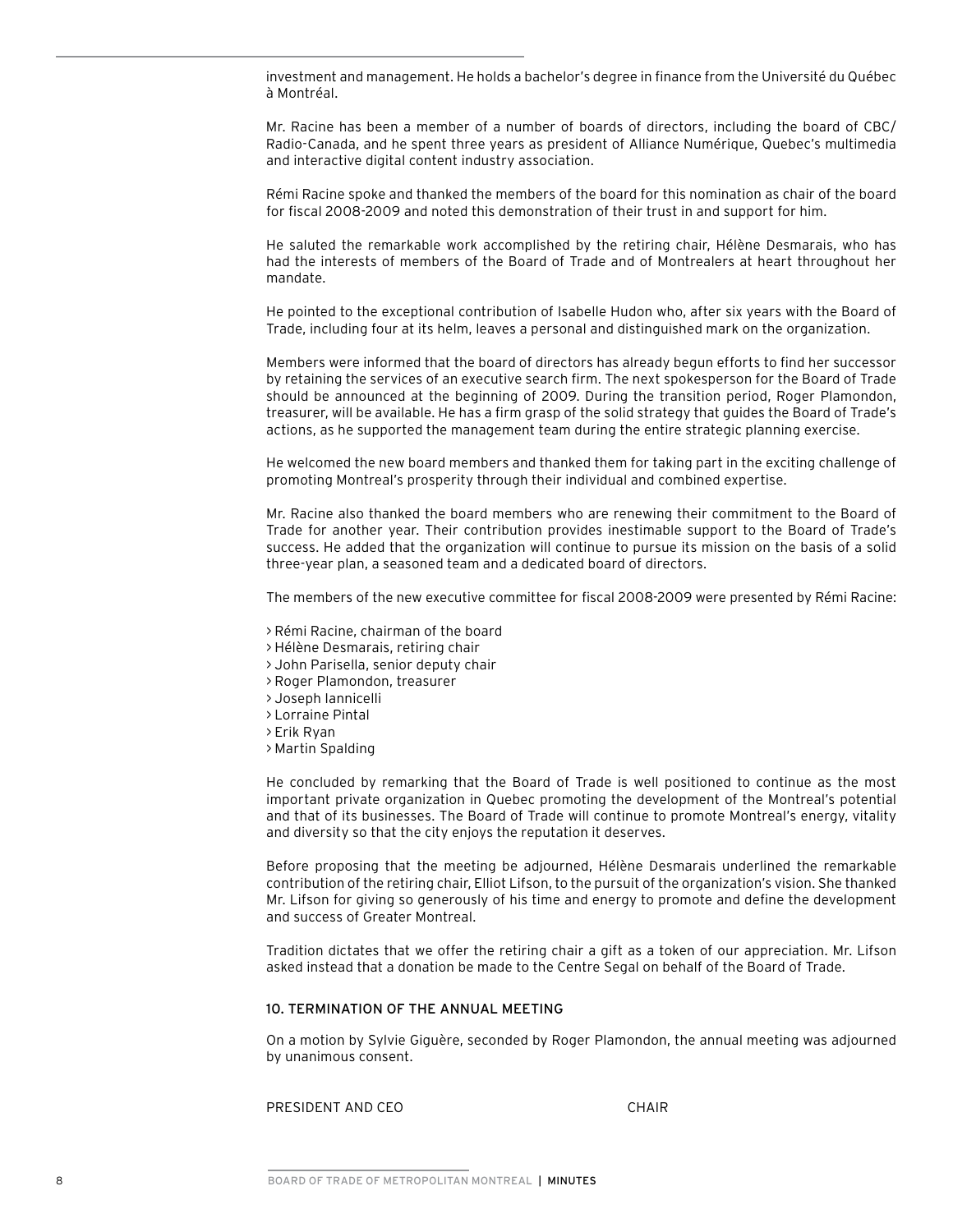investment and management. He holds a bachelor's degree in finance from the Université du Québec à Montréal.

Mr. Racine has been a member of a number of boards of directors, including the board of CBC/Radio-Canada, and he spent three years as president of Alliance Numérique, Quebec's multimedia and interactive digital content industry association.

Rémi Racine spoke and thanked the members of the board for this nomination as chair of the board for fiscal 2008-2009 and noted this demonstration of their trust in and support for him.

He saluted the remarkable work accomplished by the retiring chair, Hélène Desmarais, who has had the interests of members of the Board of Trade and of Montrealers at heart throughout her mandate.

He pointed to the exceptional contribution of Isabelle Hudon who, after six years with the Board of Trade, including four at its helm, leaves a personal and distinguished mark on the organization.

Members were informed that the board of directors has already begun efforts to find her successor by retaining the services of an executive search firm. The next spokesperson for the Board of Trade should be announced at the beginning of 2009. During the transition period, Roger Plamondon, treasurer, will be available. He has a firm grasp of the solid strategy that guides the Board of Trade's actions, as he supported the management team during the entire strategic planning exercise.

He welcomed the new board members and thanked them for taking part in the exciting challenge of promoting Montreal's prosperity through their individual and combined expertise.

Mr. Racine also thanked the board members who are renewing their commitment to the Board of Trade for another year. Their contribution provides inestimable support to the Board of Trade's success. He added that the organization will continue to pursue its mission on the basis of a solid three-year plan, a seasoned team and a dedicated board of directors.

The members of the new executive committee for fiscal 2008-2009 were presented by Rémi Racine:

> Rémi Racine, chairman of the board
> Hélène Desmarais, retiring chair
> John Parisella, senior deputy chair
> Roger Plamondon, treasurer
> Joseph Iannicelli
> Lorraine Pintal
> Erik Ryan
> Martin Spalding

He concluded by remarking that the Board of Trade is well positioned to continue as the most important private organization in Quebec promoting the development of the Montreal's potential and that of its businesses. The Board of Trade will continue to promote Montreal's energy, vitality and diversity so that the city enjoys the reputation it deserves.

Before proposing that the meeting be adjourned, Hélène Desmarais underlined the remarkable contribution of the retiring chair, Elliot Lifson, to the pursuit of the organization's vision. She thanked Mr. Lifson for giving so generously of his time and energy to promote and define the development and success of Greater Montreal.

Tradition dictates that we offer the retiring chair a gift as a token of our appreciation. Mr. Lifson asked instead that a donation be made to the Centre Segal on behalf of the Board of Trade.

### 10. TERMINATION OF THE ANNUAL MEETING

On a motion by Sylvie Giguère, seconded by Roger Plamondon, the annual meeting was adjourned by unanimous consent.

PRESIDENT AND CEO CHAIR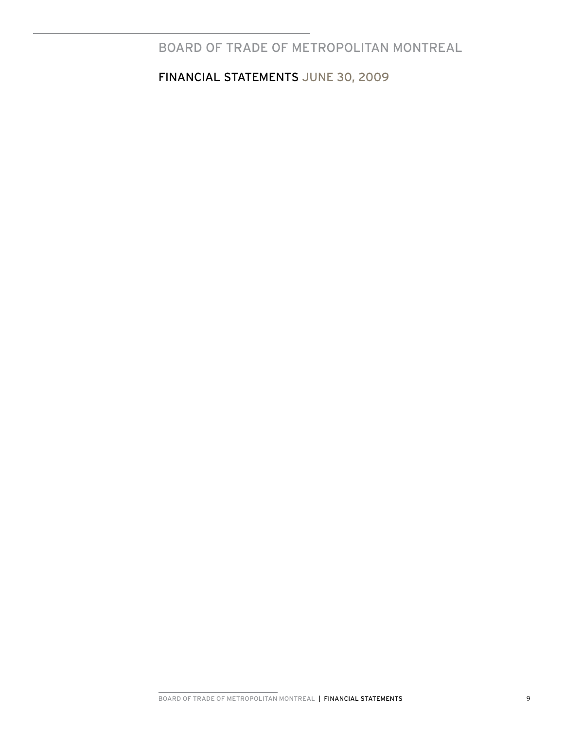# BOARD OF TRADE OF METROPOLITAN MONTREAL

## FINANCIAL STATEMENTS JUNE 30, 2009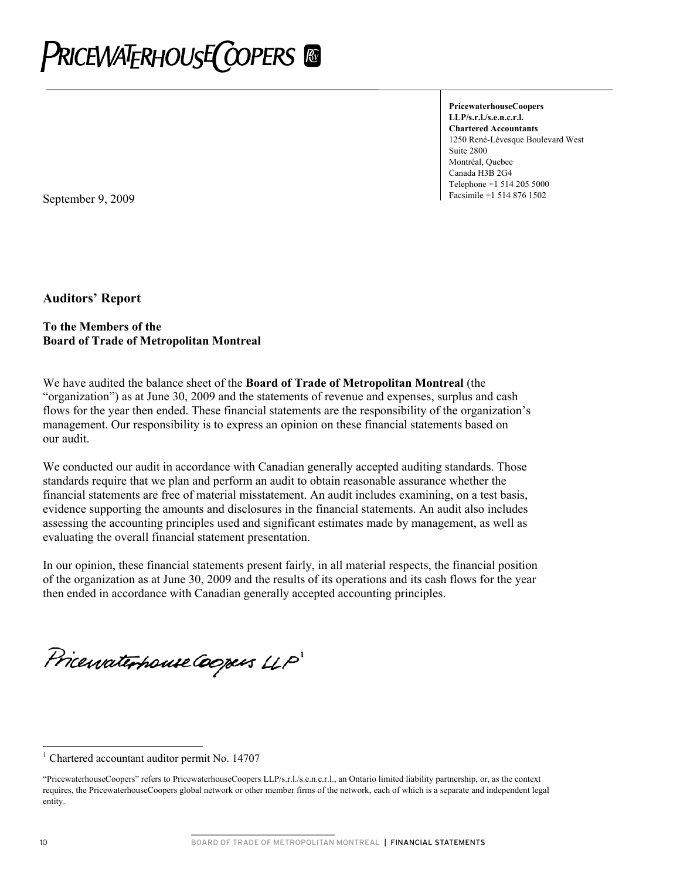PRICEWATERHOUSECOOPERS

**PricewaterhouseCoopers LLP/s.r.l./s.e.n.c.r.l.**
**Chartered Accountants**
1250 René-Lévesque Boulevard West
Suite 2800
Montréal, Quebec
Canada H3B 2G4
Telephone +1 514 205 5000
Facsimile +1 514 876 1502

September 9, 2009

## Auditors' Report

**To the Members of the**
**Board of Trade of Metropolitan Montreal**

We have audited the balance sheet of the **Board of Trade of Metropolitan Montreal** (the "organization") as at June 30, 2009 and the statements of revenue and expenses, surplus and cash flows for the year then ended. These financial statements are the responsibility of the organization's management. Our responsibility is to express an opinion on these financial statements based on our audit.

We conducted our audit in accordance with Canadian generally accepted auditing standards. Those standards require that we plan and perform an audit to obtain reasonable assurance whether the financial statements are free of material misstatement. An audit includes examining, on a test basis, evidence supporting the amounts and disclosures in the financial statements. An audit also includes assessing the accounting principles used and significant estimates made by management, as well as evaluating the overall financial statement presentation.

In our opinion, these financial statements present fairly, in all material respects, the financial position of the organization as at June 30, 2009 and the results of its operations and its cash flows for the year then ended in accordance with Canadian generally accepted accounting principles.

PricewaterhouseCoopers LLP[1]

[1] Chartered accountant auditor permit No. 14707

"PricewaterhouseCoopers" refers to PricewaterhouseCoopers LLP/s.r.l./s.e.n.c.r.l., an Ontario limited liability partnership, or, as the context requires, the PricewaterhouseCoopers global network or other member firms of the network, each of which is a separate and independent legal entity.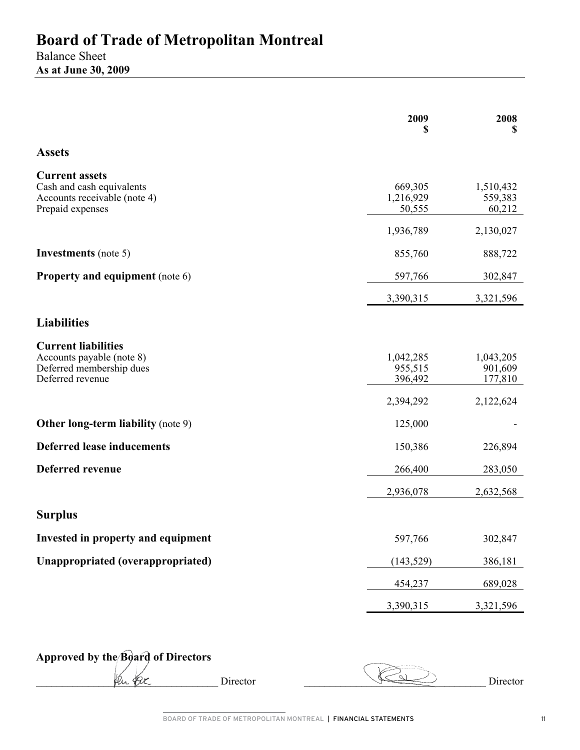# Board of Trade of Metropolitan Montreal

Balance Sheet

**As at June 30, 2009**

| | 2009<br>$ | 2008<br>$ |
|---|---|---|
| **Assets** | | |
| **Current assets** | | |
| Cash and cash equivalents | 669,305 | 1,510,432 |
| Accounts receivable (note 4) | 1,216,929 | 559,383 |
| Prepaid expenses | 50,555 | 60,212 |
| | 1,936,789 | 2,130,027 |
| **Investments** (note 5) | 855,760 | 888,722 |
| **Property and equipment** (note 6) | 597,766 | 302,847 |
| | 3,390,315 | 3,321,596 |
| **Liabilities** | | |
| **Current liabilities** | | |
| Accounts payable (note 8) | 1,042,285 | 1,043,205 |
| Deferred membership dues | 955,515 | 901,609 |
| Deferred revenue | 396,492 | 177,810 |
| | 2,394,292 | 2,122,624 |
| **Other long-term liability** (note 9) | 125,000 | - |
| **Deferred lease inducements** | 150,386 | 226,894 |
| **Deferred revenue** | 266,400 | 283,050 |
| | 2,936,078 | 2,632,568 |
| **Surplus** | | |
| **Invested in property and equipment** | 597,766 | 302,847 |
| **Unappropriated (overappropriated)** | (143,529) | 386,181 |
| | 454,237 | 689,028 |
| | 3,390,315 | 3,321,596 |

**Approved by the Board of Directors**

_______________________ Director _______________________ Director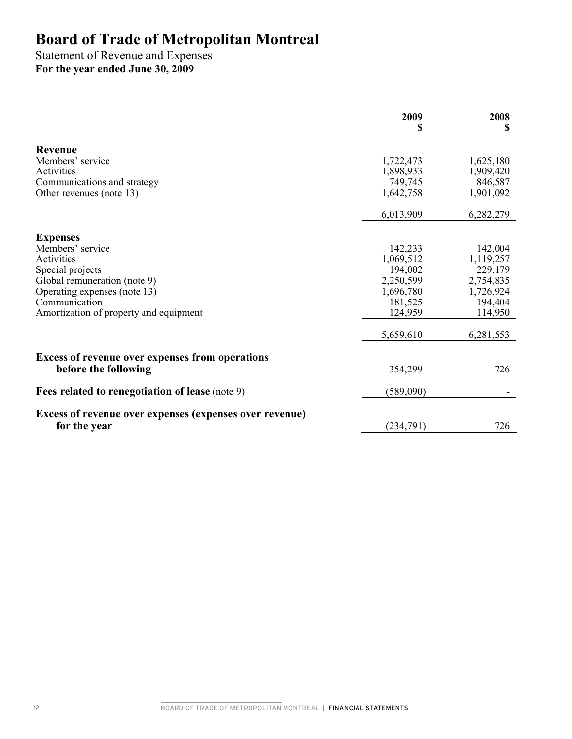# Board of Trade of Metropolitan Montreal

Statement of Revenue and Expenses

**For the year ended June 30, 2009**

| | **2009** **$** | **2008** **$** |
|---|---|---|
| **Revenue** | | |
| Members' service | 1,722,473 | 1,625,180 |
| Activities | 1,898,933 | 1,909,420 |
| Communications and strategy | 749,745 | 846,587 |
| Other revenues (note 13) | 1,642,758 | 1,901,092 |
| | 6,013,909 | 6,282,279 |
| **Expenses** | | |
| Members' service | 142,233 | 142,004 |
| Activities | 1,069,512 | 1,119,257 |
| Special projects | 194,002 | 229,179 |
| Global remuneration (note 9) | 2,250,599 | 2,754,835 |
| Operating expenses (note 13) | 1,696,780 | 1,726,924 |
| Communication | 181,525 | 194,404 |
| Amortization of property and equipment | 124,959 | 114,950 |
| | 5,659,610 | 6,281,553 |
| **Excess of revenue over expenses from operations before the following** | 354,299 | 726 |
| **Fees related to renegotiation of lease** (note 9) | (589,090) | - |
| **Excess of revenue over expenses (expenses over revenue) for the year** | (234,791) | 726 |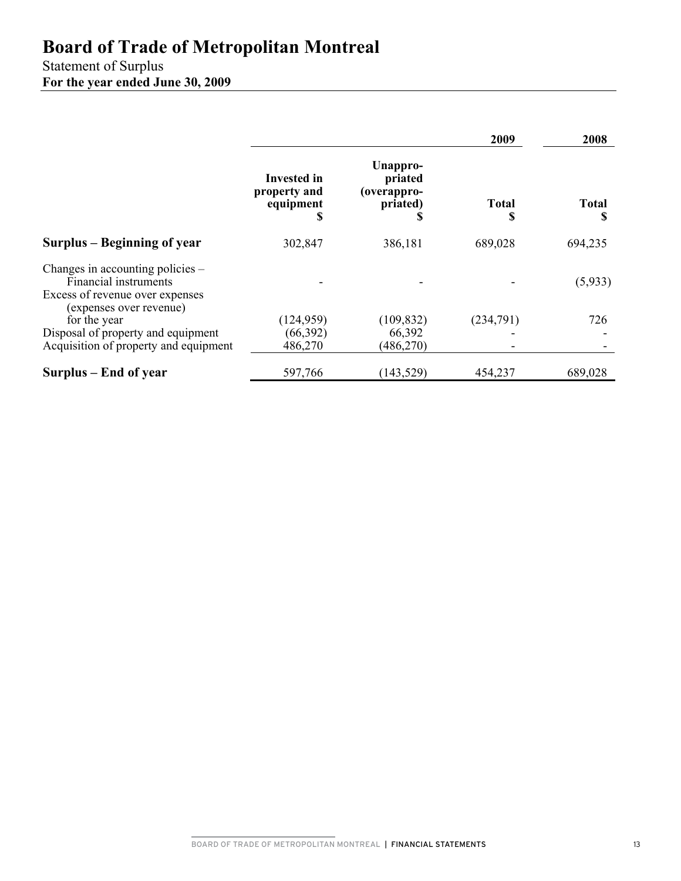# Board of Trade of Metropolitan Montreal

Statement of Surplus

**For the year ended June 30, 2009**

| | 2009 | | | 2008 |
|---|---|---|---|---|
| | **Invested in property and equipment $** | **Unappropriated (overappropriated) $** | **Total $** | **Total $** |
| **Surplus – Beginning of year** | 302,847 | 386,181 | 689,028 | 694,235 |
| Changes in accounting policies – Financial instruments | - | - | - | (5,933) |
| Excess of revenue over expenses (expenses over revenue) for the year | (124,959) | (109,832) | (234,791) | 726 |
| Disposal of property and equipment | (66,392) | 66,392 | - | - |
| Acquisition of property and equipment | 486,270 | (486,270) | - | - |
| **Surplus – End of year** | 597,766 | (143,529) | 454,237 | 689,028 |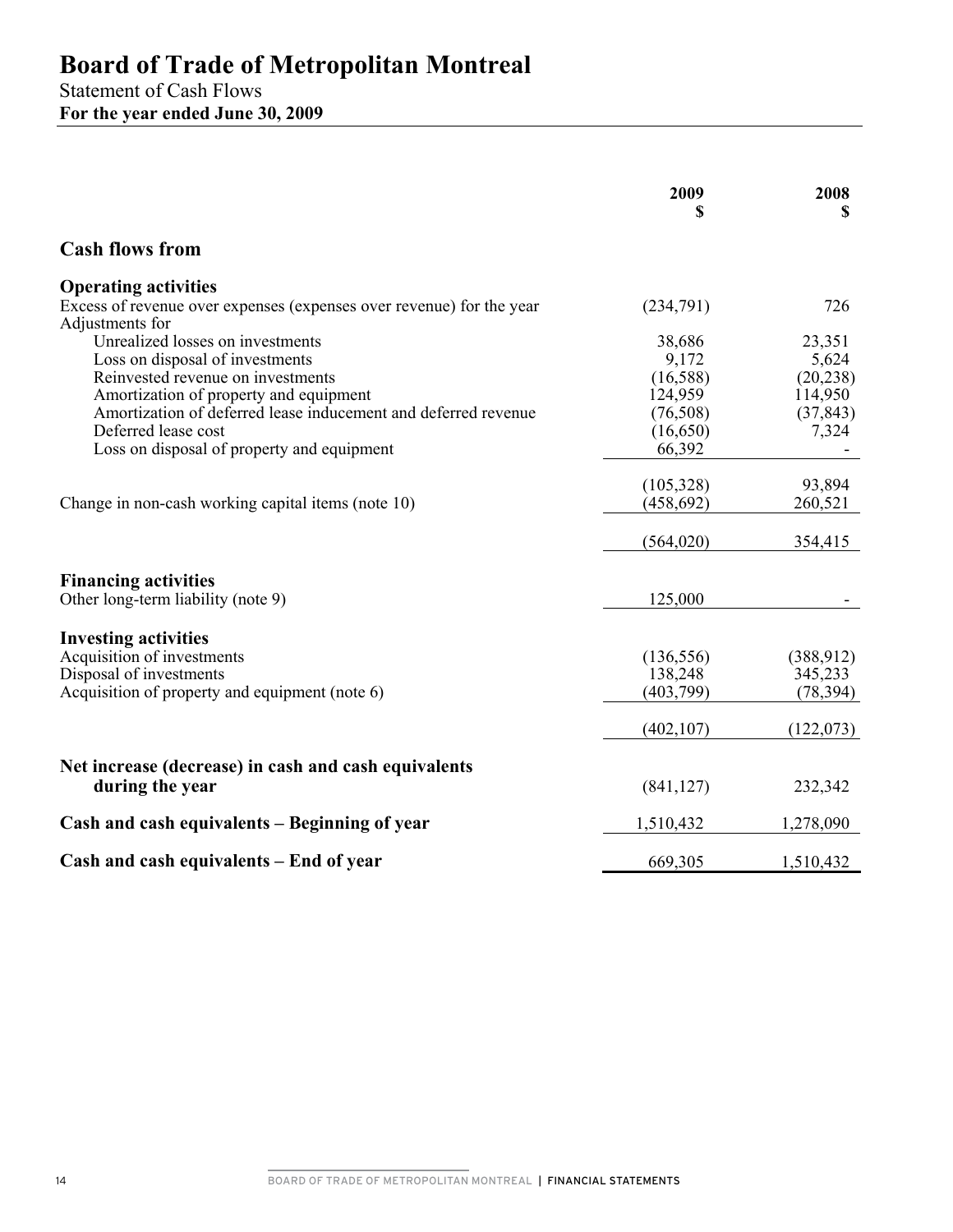# Board of Trade of Metropolitan Montreal

Statement of Cash Flows

**For the year ended June 30, 2009**

| | 2009<br>$ | 2008<br>$ |
|---|---|---|
| **Cash flows from** | | |
| **Operating activities** | | |
| Excess of revenue over expenses (expenses over revenue) for the year | (234,791) | 726 |
| Adjustments for | | |
| Unrealized losses on investments | 38,686 | 23,351 |
| Loss on disposal of investments | 9,172 | 5,624 |
| Reinvested revenue on investments | (16,588) | (20,238) |
| Amortization of property and equipment | 124,959 | 114,950 |
| Amortization of deferred lease inducement and deferred revenue | (76,508) | (37,843) |
| Deferred lease cost | (16,650) | 7,324 |
| Loss on disposal of property and equipment | 66,392 | - |
| | (105,328) | 93,894 |
| Change in non-cash working capital items (note 10) | (458,692) | 260,521 |
| | (564,020) | 354,415 |
| **Financing activities** | | |
| Other long-term liability (note 9) | 125,000 | - |
| **Investing activities** | | |
| Acquisition of investments | (136,556) | (388,912) |
| Disposal of investments | 138,248 | 345,233 |
| Acquisition of property and equipment (note 6) | (403,799) | (78,394) |
| | (402,107) | (122,073) |
| **Net increase (decrease) in cash and cash equivalents during the year** | (841,127) | 232,342 |
| **Cash and cash equivalents – Beginning of year** | 1,510,432 | 1,278,090 |
| **Cash and cash equivalents – End of year** | 669,305 | 1,510,432 |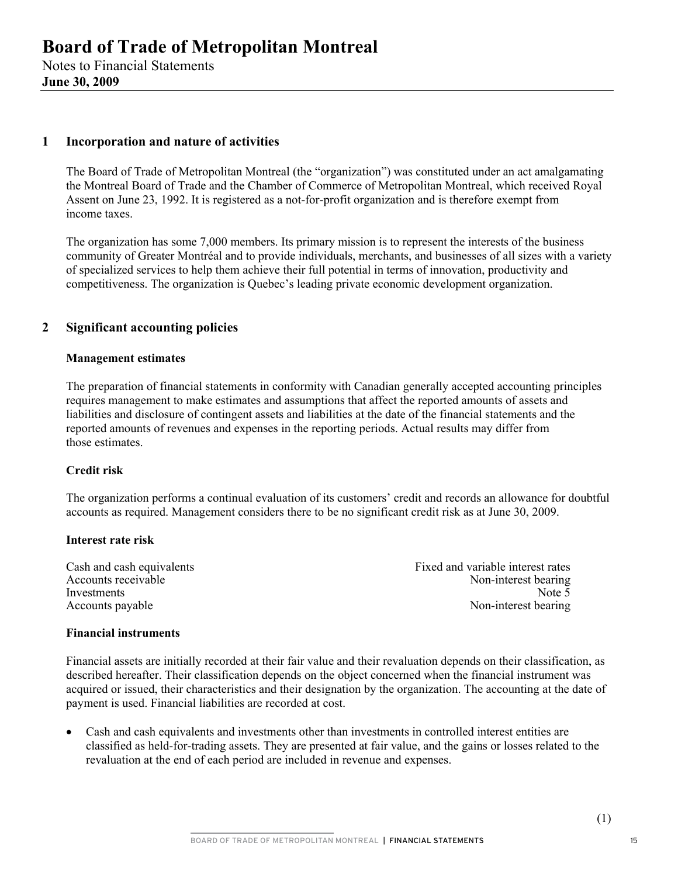# Board of Trade of Metropolitan Montreal

Notes to Financial Statements
**June 30, 2009**

## 1 Incorporation and nature of activities

The Board of Trade of Metropolitan Montreal (the "organization") was constituted under an act amalgamating the Montreal Board of Trade and the Chamber of Commerce of Metropolitan Montreal, which received Royal Assent on June 23, 1992. It is registered as a not-for-profit organization and is therefore exempt from income taxes.

The organization has some 7,000 members. Its primary mission is to represent the interests of the business community of Greater Montréal and to provide individuals, merchants, and businesses of all sizes with a variety of specialized services to help them achieve their full potential in terms of innovation, productivity and competitiveness. The organization is Quebec's leading private economic development organization.

## 2 Significant accounting policies

**Management estimates**

The preparation of financial statements in conformity with Canadian generally accepted accounting principles requires management to make estimates and assumptions that affect the reported amounts of assets and liabilities and disclosure of contingent assets and liabilities at the date of the financial statements and the reported amounts of revenues and expenses in the reporting periods. Actual results may differ from those estimates.

**Credit risk**

The organization performs a continual evaluation of its customers' credit and records an allowance for doubtful accounts as required. Management considers there to be no significant credit risk as at June 30, 2009.

**Interest rate risk**

| | |
|---|---|
| Cash and cash equivalents | Fixed and variable interest rates |
| Accounts receivable | Non-interest bearing |
| Investments | Note 5 |
| Accounts payable | Non-interest bearing |

**Financial instruments**

Financial assets are initially recorded at their fair value and their revaluation depends on their classification, as described hereafter. Their classification depends on the object concerned when the financial instrument was acquired or issued, their characteristics and their designation by the organization. The accounting at the date of payment is used. Financial liabilities are recorded at cost.

- Cash and cash equivalents and investments other than investments in controlled interest entities are classified as held-for-trading assets. They are presented at fair value, and the gains or losses related to the revaluation at the end of each period are included in revenue and expenses.

(1)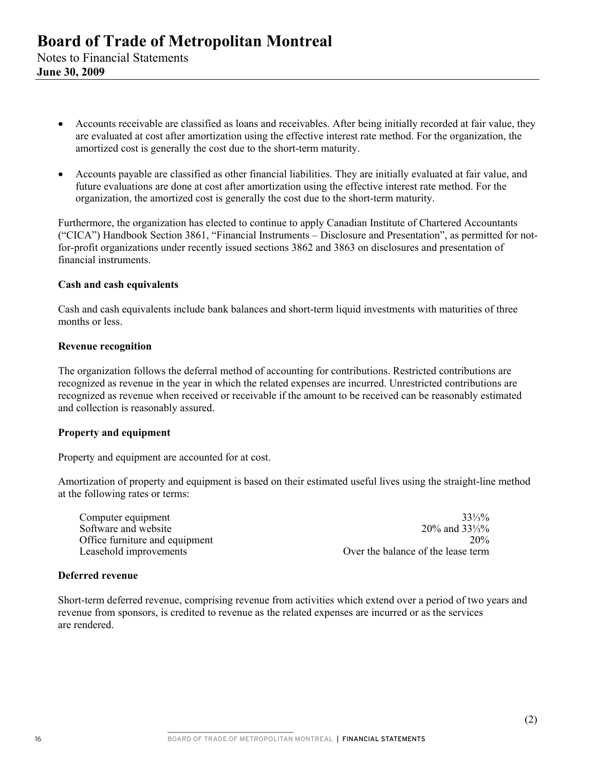- Accounts receivable are classified as loans and receivables. After being initially recorded at fair value, they are evaluated at cost after amortization using the effective interest rate method. For the organization, the amortized cost is generally the cost due to the short-term maturity.

- Accounts payable are classified as other financial liabilities. They are initially evaluated at fair value, and future evaluations are done at cost after amortization using the effective interest rate method. For the organization, the amortized cost is generally the cost due to the short-term maturity.

Furthermore, the organization has elected to continue to apply Canadian Institute of Chartered Accountants ("CICA") Handbook Section 3861, "Financial Instruments – Disclosure and Presentation", as permitted for not-for-profit organizations under recently issued sections 3862 and 3863 on disclosures and presentation of financial instruments.

**Cash and cash equivalents**

Cash and cash equivalents include bank balances and short-term liquid investments with maturities of three months or less.

**Revenue recognition**

The organization follows the deferral method of accounting for contributions. Restricted contributions are recognized as revenue in the year in which the related expenses are incurred. Unrestricted contributions are recognized as revenue when received or receivable if the amount to be received can be reasonably estimated and collection is reasonably assured.

**Property and equipment**

Property and equipment are accounted for at cost.

Amortization of property and equipment is based on their estimated useful lives using the straight-line method at the following rates or terms:

| | |
|---|---|
| Computer equipment | 33⅓% |
| Software and website | 20% and 33⅓% |
| Office furniture and equipment | 20% |
| Leasehold improvements | Over the balance of the lease term |

**Deferred revenue**

Short-term deferred revenue, comprising revenue from activities which extend over a period of two years and revenue from sponsors, is credited to revenue as the related expenses are incurred or as the services are rendered.

(2)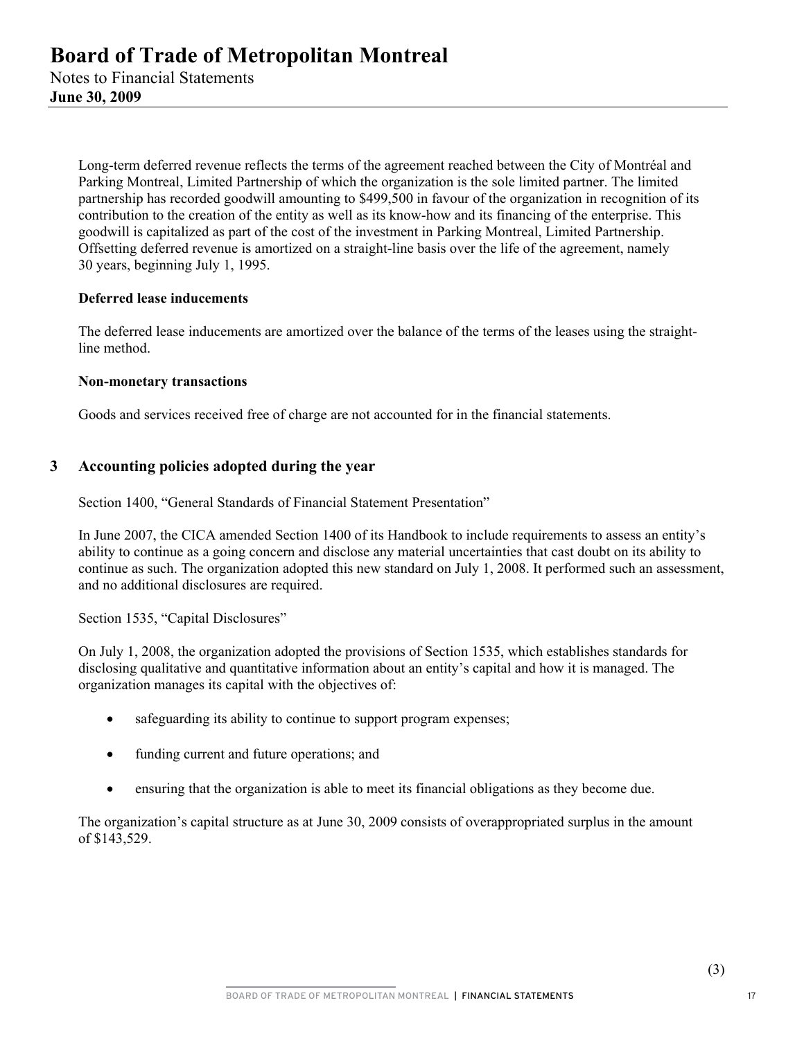Long-term deferred revenue reflects the terms of the agreement reached between the City of Montréal and Parking Montreal, Limited Partnership of which the organization is the sole limited partner. The limited partnership has recorded goodwill amounting to $499,500 in favour of the organization in recognition of its contribution to the creation of the entity as well as its know-how and its financing of the enterprise. This goodwill is capitalized as part of the cost of the investment in Parking Montreal, Limited Partnership. Offsetting deferred revenue is amortized on a straight-line basis over the life of the agreement, namely 30 years, beginning July 1, 1995.

**Deferred lease inducements**

The deferred lease inducements are amortized over the balance of the terms of the leases using the straight-line method.

**Non-monetary transactions**

Goods and services received free of charge are not accounted for in the financial statements.

## 3 Accounting policies adopted during the year

Section 1400, "General Standards of Financial Statement Presentation"

In June 2007, the CICA amended Section 1400 of its Handbook to include requirements to assess an entity's ability to continue as a going concern and disclose any material uncertainties that cast doubt on its ability to continue as such. The organization adopted this new standard on July 1, 2008. It performed such an assessment, and no additional disclosures are required.

Section 1535, "Capital Disclosures"

On July 1, 2008, the organization adopted the provisions of Section 1535, which establishes standards for disclosing qualitative and quantitative information about an entity's capital and how it is managed. The organization manages its capital with the objectives of:

- safeguarding its ability to continue to support program expenses;
- funding current and future operations; and
- ensuring that the organization is able to meet its financial obligations as they become due.

The organization's capital structure as at June 30, 2009 consists of overappropriated surplus in the amount of $143,529.

(3)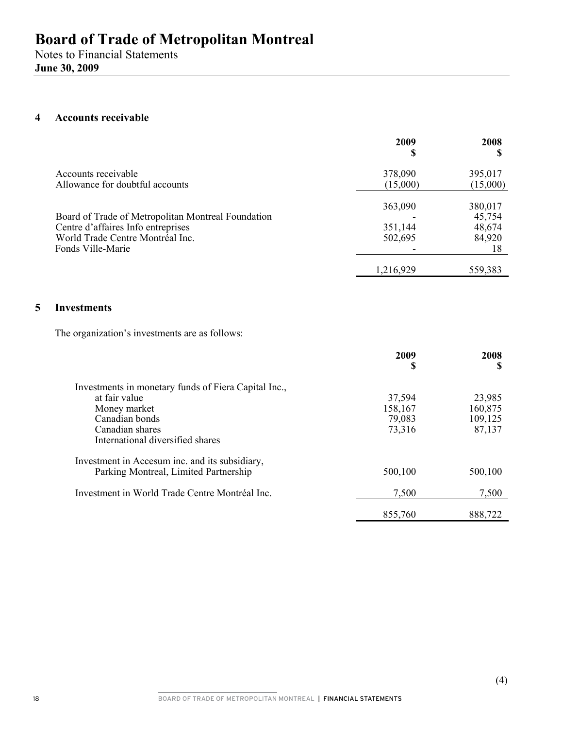# Board of Trade of Metropolitan Montreal

Notes to Financial Statements
**June 30, 2009**

## 4 Accounts receivable

| | 2009<br>$ | 2008<br>$ |
|---|---|---|
| Accounts receivable | 378,090 | 395,017 |
| Allowance for doubtful accounts | (15,000) | (15,000) |
| | 363,090 | 380,017 |
| Board of Trade of Metropolitan Montreal Foundation | - | 45,754 |
| Centre d'affaires Info entreprises | 351,144 | 48,674 |
| World Trade Centre Montréal Inc. | 502,695 | 84,920 |
| Fonds Ville-Marie | - | 18 |
| | 1,216,929 | 559,383 |

## 5 Investments

The organization's investments are as follows:

| | 2009<br>$ | 2008<br>$ |
|---|---|---|
| Investments in monetary funds of Fiera Capital Inc., at fair value | | |
| Money market | 37,594 | 23,985 |
| Canadian bonds | 158,167 | 160,875 |
| Canadian shares | 79,083 | 109,125 |
| International diversified shares | 73,316 | 87,137 |
| Investment in Accesum inc. and its subsidiary, Parking Montreal, Limited Partnership | 500,100 | 500,100 |
| Investment in World Trade Centre Montréal Inc. | 7,500 | 7,500 |
| | 855,760 | 888,722 |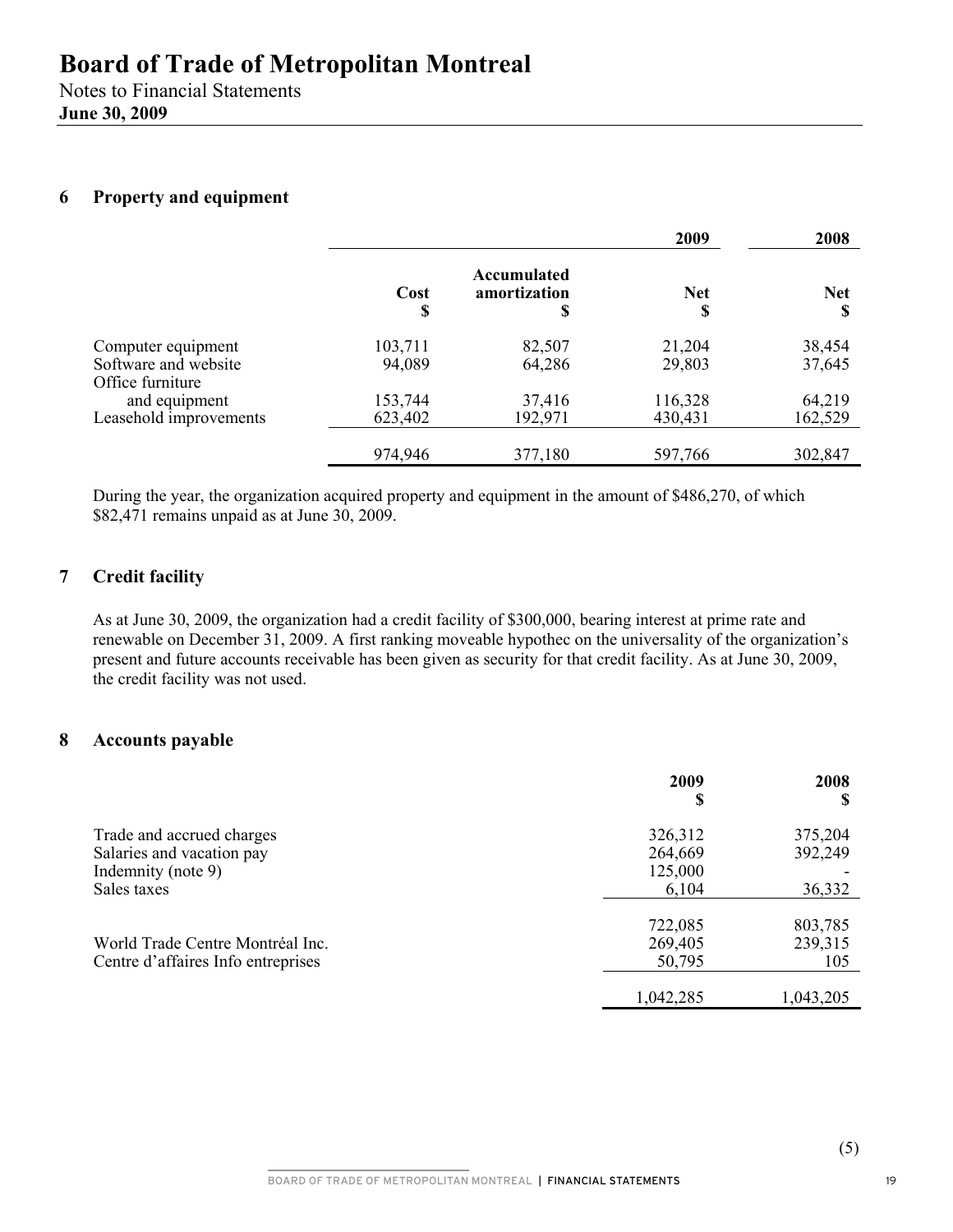# Board of Trade of Metropolitan Montreal

Notes to Financial Statements
**June 30, 2009**

## 6 Property and equipment

| | 2009 | | | 2008 |
|---|---|---|---|---|
| | Cost $ | Accumulated amortization $ | Net $ | Net $ |
| Computer equipment | 103,711 | 82,507 | 21,204 | 38,454 |
| Software and website | 94,089 | 64,286 | 29,803 | 37,645 |
| Office furniture and equipment | 153,744 | 37,416 | 116,328 | 64,219 |
| Leasehold improvements | 623,402 | 192,971 | 430,431 | 162,529 |
| | 974,946 | 377,180 | 597,766 | 302,847 |

During the year, the organization acquired property and equipment in the amount of $486,270, of which $82,471 remains unpaid as at June 30, 2009.

## 7 Credit facility

As at June 30, 2009, the organization had a credit facility of $300,000, bearing interest at prime rate and renewable on December 31, 2009. A first ranking moveable hypothec on the universality of the organization's present and future accounts receivable has been given as security for that credit facility. As at June 30, 2009, the credit facility was not used.

## 8 Accounts payable

| | 2009 $ | 2008 $ |
|---|---|---|
| Trade and accrued charges | 326,312 | 375,204 |
| Salaries and vacation pay | 264,669 | 392,249 |
| Indemnity (note 9) | 125,000 | - |
| Sales taxes | 6,104 | 36,332 |
| | 722,085 | 803,785 |
| World Trade Centre Montréal Inc. | 269,405 | 239,315 |
| Centre d'affaires Info entreprises | 50,795 | 105 |
| | 1,042,285 | 1,043,205 |

(5)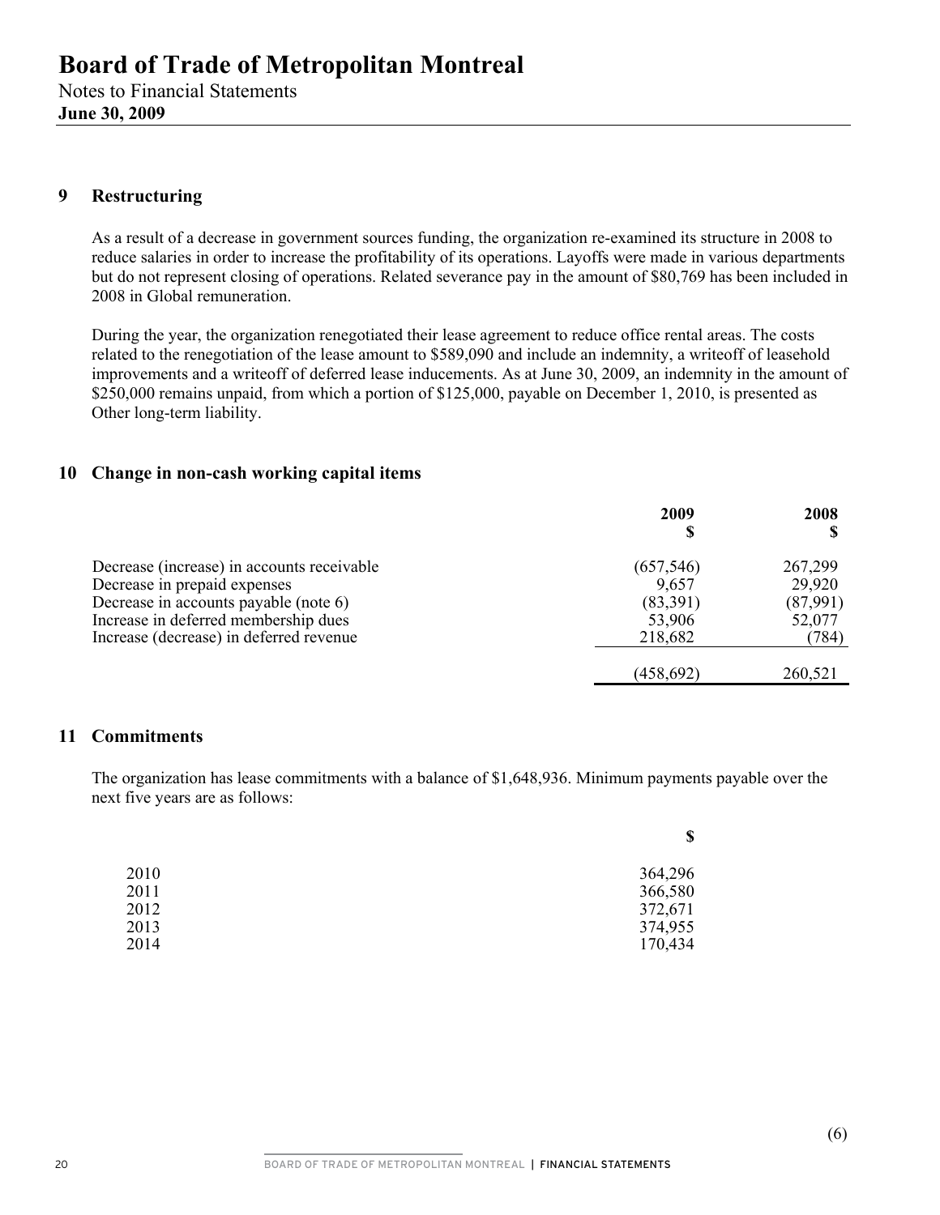# Board of Trade of Metropolitan Montreal

Notes to Financial Statements
**June 30, 2009**

## 9 Restructuring

As a result of a decrease in government sources funding, the organization re-examined its structure in 2008 to reduce salaries in order to increase the profitability of its operations. Layoffs were made in various departments but do not represent closing of operations. Related severance pay in the amount of $80,769 has been included in 2008 in Global remuneration.

During the year, the organization renegotiated their lease agreement to reduce office rental areas. The costs related to the renegotiation of the lease amount to $589,090 and include an indemnity, a writeoff of leasehold improvements and a writeoff of deferred lease inducements. As at June 30, 2009, an indemnity in the amount of $250,000 remains unpaid, from which a portion of $125,000, payable on December 1, 2010, is presented as Other long-term liability.

## 10 Change in non-cash working capital items

| | 2009<br>$ | 2008<br>$ |
|---|---|---|
| Decrease (increase) in accounts receivable | (657,546) | 267,299 |
| Decrease in prepaid expenses | 9,657 | 29,920 |
| Decrease in accounts payable (note 6) | (83,391) | (87,991) |
| Increase in deferred membership dues | 53,906 | 52,077 |
| Increase (decrease) in deferred revenue | 218,682 | (784) |
| | (458,692) | 260,521 |

## 11 Commitments

The organization has lease commitments with a balance of $1,648,936. Minimum payments payable over the next five years are as follows:

| | $ |
|---|---|
| 2010 | 364,296 |
| 2011 | 366,580 |
| 2012 | 372,671 |
| 2013 | 374,955 |
| 2014 | 170,434 |

(6)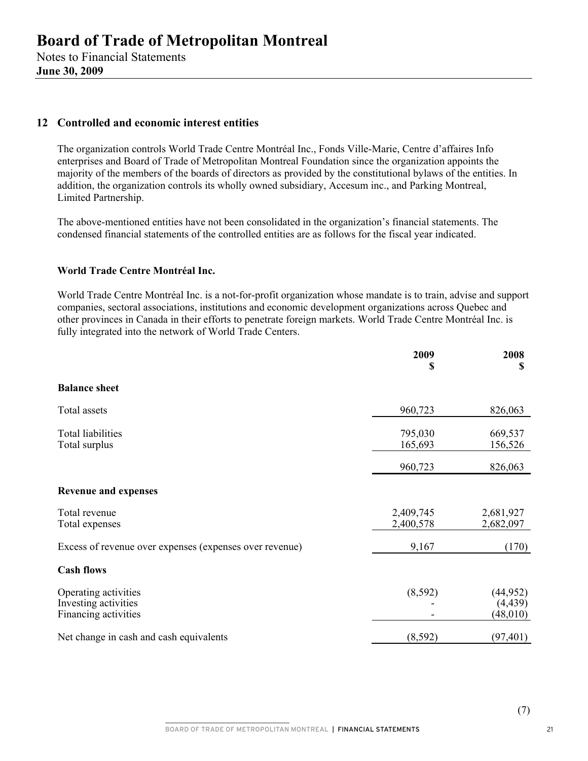# Board of Trade of Metropolitan Montreal

Notes to Financial Statements

**June 30, 2009**

## 12 Controlled and economic interest entities

The organization controls World Trade Centre Montréal Inc., Fonds Ville-Marie, Centre d'affaires Info enterprises and Board of Trade of Metropolitan Montreal Foundation since the organization appoints the majority of the members of the boards of directors as provided by the constitutional bylaws of the entities. In addition, the organization controls its wholly owned subsidiary, Accesum inc., and Parking Montreal, Limited Partnership.

The above-mentioned entities have not been consolidated in the organization's financial statements. The condensed financial statements of the controlled entities are as follows for the fiscal year indicated.

### World Trade Centre Montréal Inc.

World Trade Centre Montréal Inc. is a not-for-profit organization whose mandate is to train, advise and support companies, sectoral associations, institutions and economic development organizations across Quebec and other provinces in Canada in their efforts to penetrate foreign markets. World Trade Centre Montréal Inc. is fully integrated into the network of World Trade Centers.

| | 2009<br>$ | 2008<br>$ |
|---|---|---|
| **Balance sheet** | | |
| Total assets | 960,723 | 826,063 |
| Total liabilities | 795,030 | 669,537 |
| Total surplus | 165,693 | 156,526 |
| | 960,723 | 826,063 |
| **Revenue and expenses** | | |
| Total revenue | 2,409,745 | 2,681,927 |
| Total expenses | 2,400,578 | 2,682,097 |
| Excess of revenue over expenses (expenses over revenue) | 9,167 | (170) |
| **Cash flows** | | |
| Operating activities | (8,592) | (44,952) |
| Investing activities | - | (4,439) |
| Financing activities | - | (48,010) |
| Net change in cash and cash equivalents | (8,592) | (97,401) |

(7)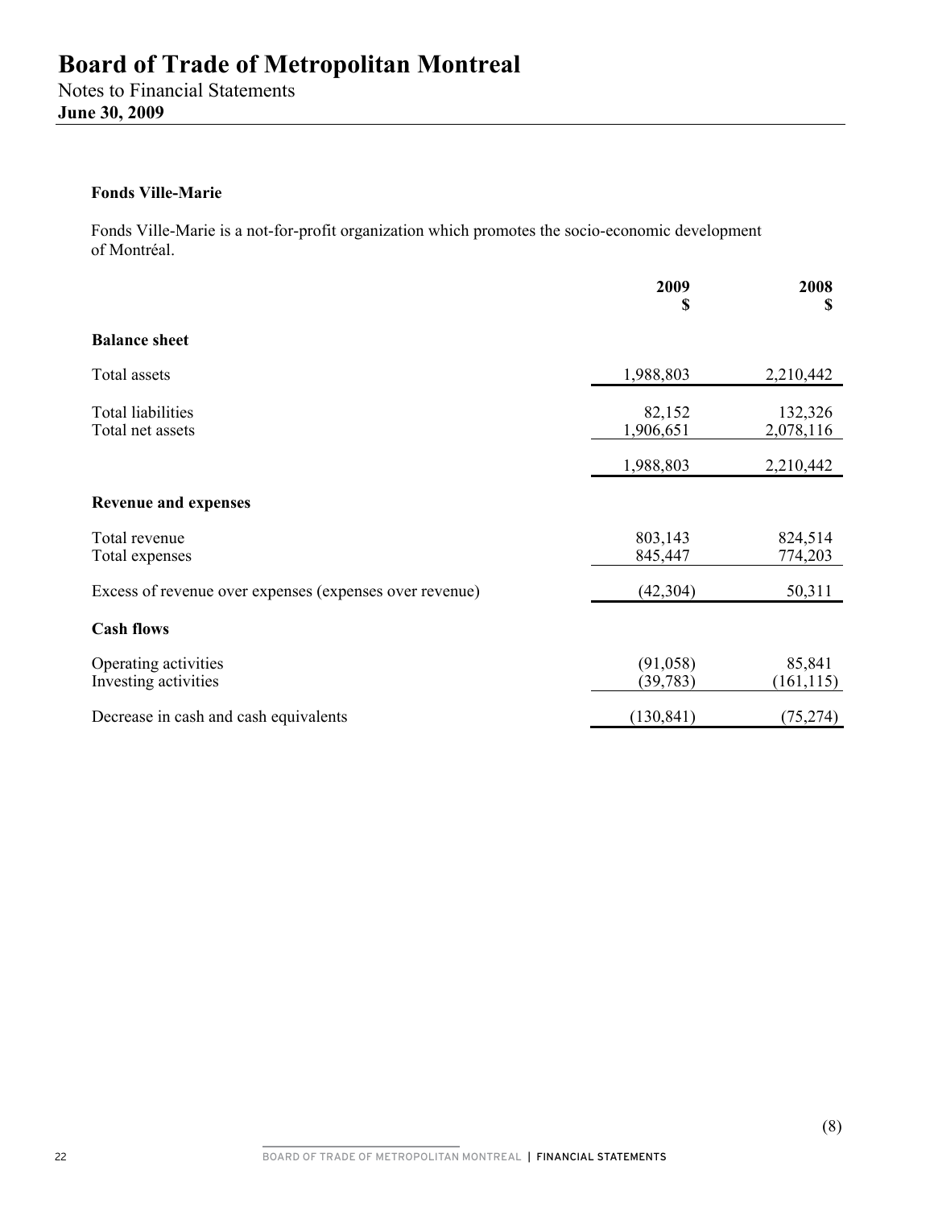# Board of Trade of Metropolitan Montreal

Notes to Financial Statements
**June 30, 2009**

### Fonds Ville-Marie

Fonds Ville-Marie is a not-for-profit organization which promotes the socio-economic development of Montréal.

| | 2009<br>$ | 2008<br>$ |
|---|---|---|
| **Balance sheet** | | |
| Total assets | 1,988,803 | 2,210,442 |
| Total liabilities | 82,152 | 132,326 |
| Total net assets | 1,906,651 | 2,078,116 |
| | 1,988,803 | 2,210,442 |
| **Revenue and expenses** | | |
| Total revenue | 803,143 | 824,514 |
| Total expenses | 845,447 | 774,203 |
| Excess of revenue over expenses (expenses over revenue) | (42,304) | 50,311 |
| **Cash flows** | | |
| Operating activities | (91,058) | 85,841 |
| Investing activities | (39,783) | (161,115) |
| Decrease in cash and cash equivalents | (130,841) | (75,274) |

(8)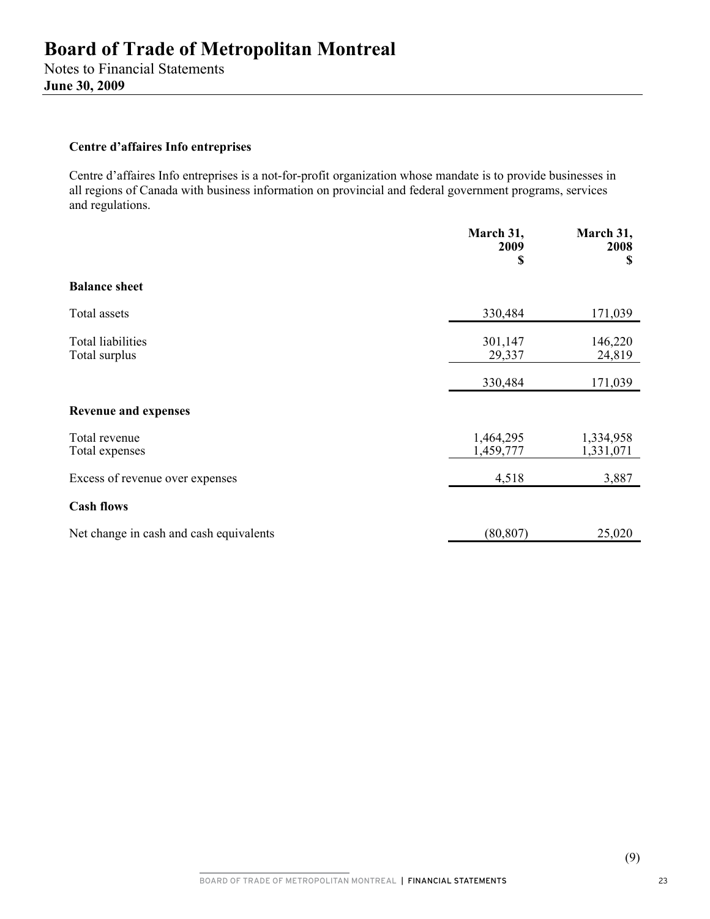# Board of Trade of Metropolitan Montreal

Notes to Financial Statements
**June 30, 2009**

**Centre d'affaires Info entreprises**

Centre d'affaires Info entreprises is a not-for-profit organization whose mandate is to provide businesses in all regions of Canada with business information on provincial and federal government programs, services and regulations.

| | March 31, 2009 $ | March 31, 2008 $ |
|---|---|---|
| **Balance sheet** | | |
| Total assets | 330,484 | 171,039 |
| Total liabilities | 301,147 | 146,220 |
| Total surplus | 29,337 | 24,819 |
| | 330,484 | 171,039 |
| **Revenue and expenses** | | |
| Total revenue | 1,464,295 | 1,334,958 |
| Total expenses | 1,459,777 | 1,331,071 |
| Excess of revenue over expenses | 4,518 | 3,887 |
| **Cash flows** | | |
| Net change in cash and cash equivalents | (80,807) | 25,020 |

(9)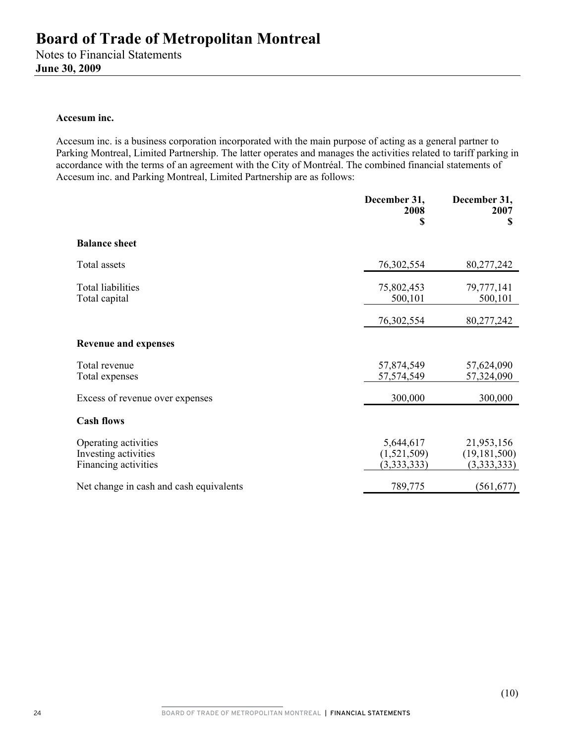**Accesum inc.**

Accesum inc. is a business corporation incorporated with the main purpose of acting as a general partner to Parking Montreal, Limited Partnership. The latter operates and manages the activities related to tariff parking in accordance with the terms of an agreement with the City of Montréal. The combined financial statements of Accesum inc. and Parking Montreal, Limited Partnership are as follows:

| | December 31, 2008 $ | December 31, 2007 $ |
|---|---|---|
| **Balance sheet** | | |
| Total assets | 76,302,554 | 80,277,242 |
| Total liabilities | 75,802,453 | 79,777,141 |
| Total capital | 500,101 | 500,101 |
| | 76,302,554 | 80,277,242 |
| **Revenue and expenses** | | |
| Total revenue | 57,874,549 | 57,624,090 |
| Total expenses | 57,574,549 | 57,324,090 |
| Excess of revenue over expenses | 300,000 | 300,000 |
| **Cash flows** | | |
| Operating activities | 5,644,617 | 21,953,156 |
| Investing activities | (1,521,509) | (19,181,500) |
| Financing activities | (3,333,333) | (3,333,333) |
| Net change in cash and cash equivalents | 789,775 | (561,677) |

(10)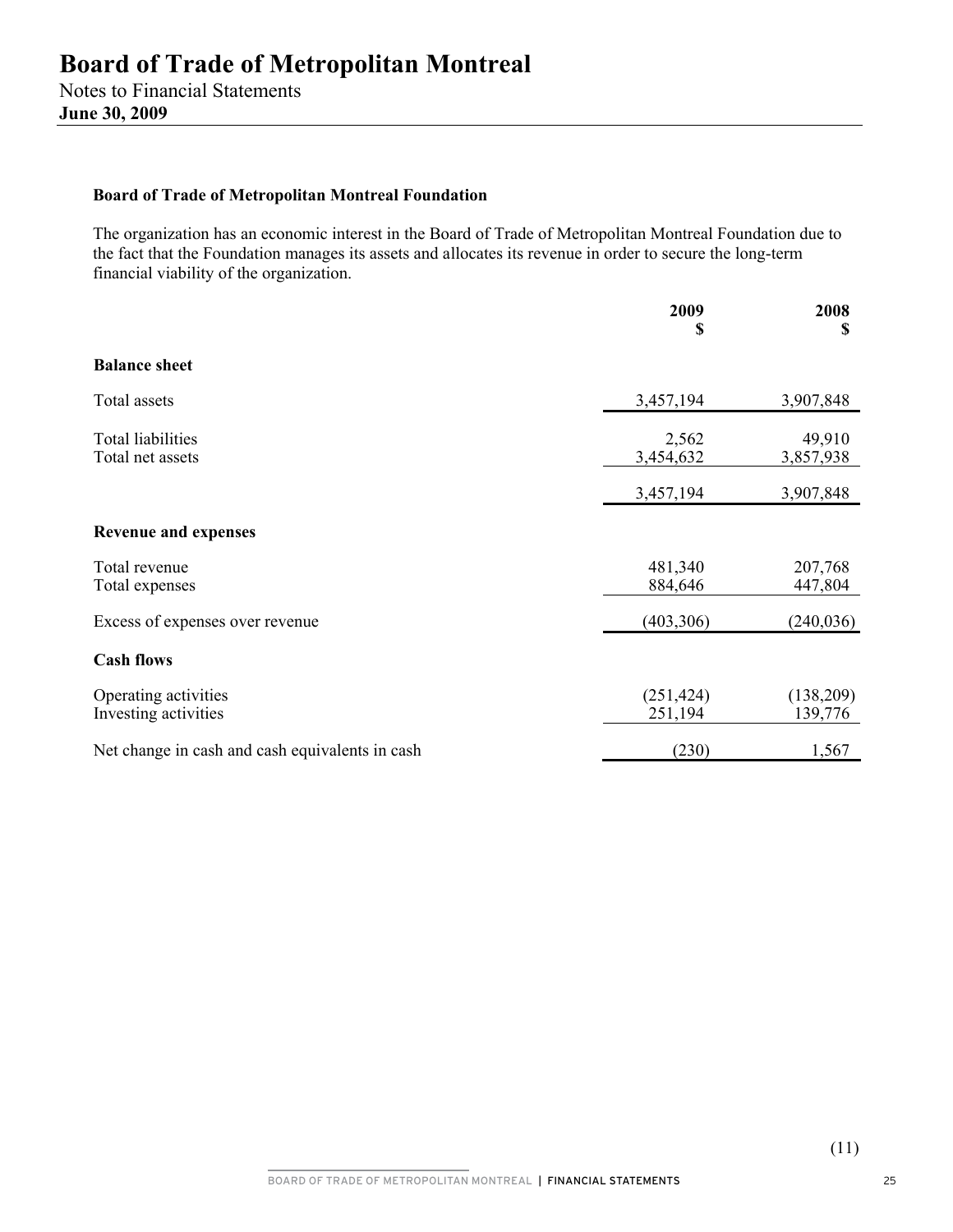# Board of Trade of Metropolitan Montreal

Notes to Financial Statements
**June 30, 2009**

**Board of Trade of Metropolitan Montreal Foundation**

The organization has an economic interest in the Board of Trade of Metropolitan Montreal Foundation due to the fact that the Foundation manages its assets and allocates its revenue in order to secure the long-term financial viability of the organization.

| | 2009<br>$ | 2008<br>$ |
|---|---|---|
| **Balance sheet** | | |
| Total assets | 3,457,194 | 3,907,848 |
| Total liabilities | 2,562 | 49,910 |
| Total net assets | 3,454,632 | 3,857,938 |
| | 3,457,194 | 3,907,848 |
| **Revenue and expenses** | | |
| Total revenue | 481,340 | 207,768 |
| Total expenses | 884,646 | 447,804 |
| Excess of expenses over revenue | (403,306) | (240,036) |
| **Cash flows** | | |
| Operating activities | (251,424) | (138,209) |
| Investing activities | 251,194 | 139,776 |
| Net change in cash and cash equivalents in cash | (230) | 1,567 |

(11)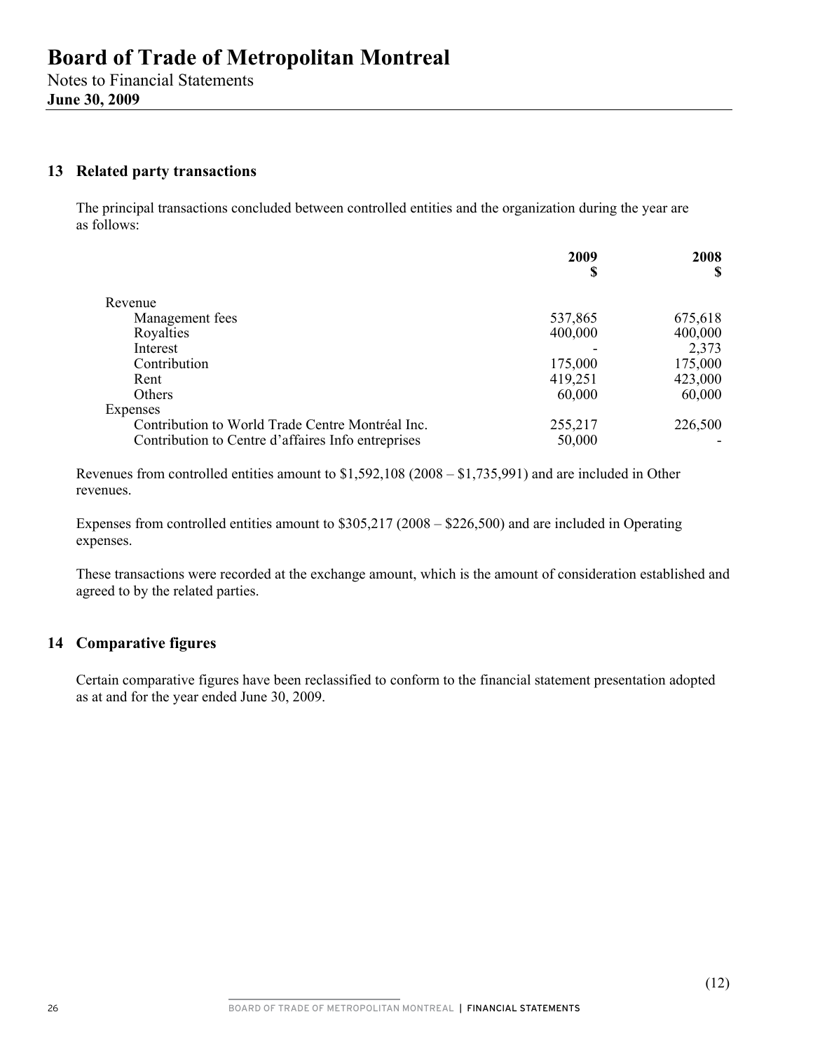# Board of Trade of Metropolitan Montreal

Notes to Financial Statements
**June 30, 2009**

## 13 Related party transactions

The principal transactions concluded between controlled entities and the organization during the year are as follows:

| | 2009<br>$ | 2008<br>$ |
|---|---|---|
| Revenue | | |
| Management fees | 537,865 | 675,618 |
| Royalties | 400,000 | 400,000 |
| Interest | - | 2,373 |
| Contribution | 175,000 | 175,000 |
| Rent | 419,251 | 423,000 |
| Others | 60,000 | 60,000 |
| Expenses | | |
| Contribution to World Trade Centre Montréal Inc. | 255,217 | 226,500 |
| Contribution to Centre d'affaires Info entreprises | 50,000 | - |

Revenues from controlled entities amount to $1,592,108 (2008 – $1,735,991) and are included in Other revenues.

Expenses from controlled entities amount to $305,217 (2008 – $226,500) and are included in Operating expenses.

These transactions were recorded at the exchange amount, which is the amount of consideration established and agreed to by the related parties.

## 14 Comparative figures

Certain comparative figures have been reclassified to conform to the financial statement presentation adopted as at and for the year ended June 30, 2009.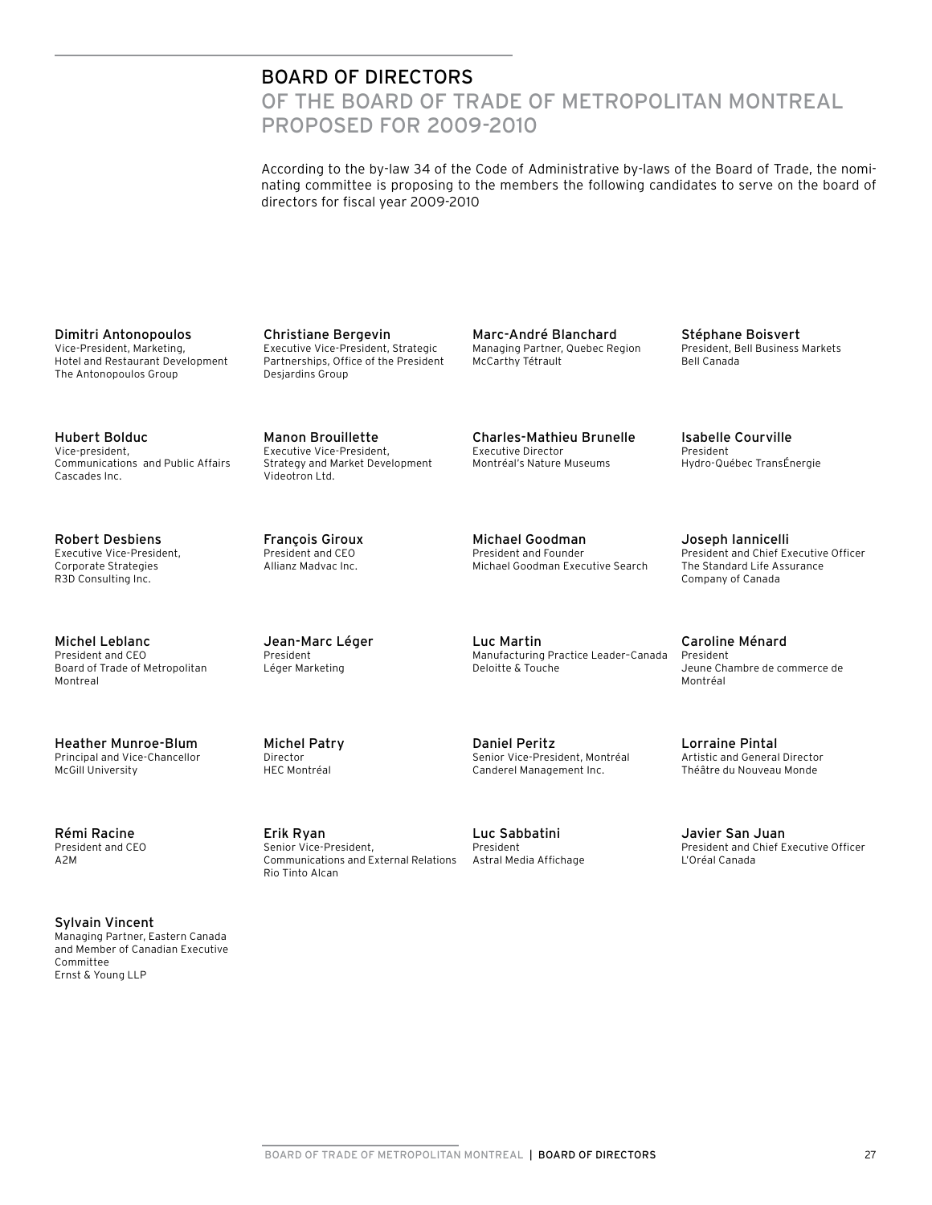# BOARD OF DIRECTORS

## OF THE BOARD OF TRADE OF METROPOLITAN MONTREAL PROPOSED FOR 2009-2010

According to the by-law 34 of the Code of Administrative by-laws of the Board of Trade, the nominating committee is proposing to the members the following candidates to serve on the board of directors for fiscal year 2009-2010

**Dimitri Antonopoulos**
Vice-President, Marketing,
Hotel and Restaurant Development
The Antonopoulos Group

**Christiane Bergevin**
Executive Vice-President, Strategic Partnerships, Office of the President
Desjardins Group

**Marc-André Blanchard**
Managing Partner, Quebec Region
McCarthy Tétrault

**Stéphane Boisvert**
President, Bell Business Markets
Bell Canada

**Hubert Bolduc**
Vice-president,
Communications and Public Affairs
Cascades Inc.

**Manon Brouillette**
Executive Vice-President,
Strategy and Market Development
Videotron Ltd.

**Charles-Mathieu Brunelle**
Executive Director
Montréal's Nature Museums

**Isabelle Courville**
President
Hydro-Québec TransÉnergie

**Robert Desbiens**
Executive Vice-President,
Corporate Strategies
R3D Consulting Inc.

**François Giroux**
President and CEO
Allianz Madvac Inc.

**Michael Goodman**
President and Founder
Michael Goodman Executive Search

**Joseph Iannicelli**
President and Chief Executive Officer
The Standard Life Assurance Company of Canada

**Michel Leblanc**
President and CEO
Board of Trade of Metropolitan Montreal

**Jean-Marc Léger**
President
Léger Marketing

**Luc Martin**
Manufacturing Practice Leader–Canada
Deloitte & Touche

**Caroline Ménard**
President
Jeune Chambre de commerce de Montréal

**Heather Munroe-Blum**
Principal and Vice-Chancellor
McGill University

**Michel Patry**
Director
HEC Montréal

**Daniel Peritz**
Senior Vice-President, Montréal
Canderel Management Inc.

**Lorraine Pintal**
Artistic and General Director
Théâtre du Nouveau Monde

**Rémi Racine**
President and CEO
A2M

**Erik Ryan**
Senior Vice-President,
Communications and External Relations
Rio Tinto Alcan

**Luc Sabbatini**
President
Astral Media Affichage

**Javier San Juan**
President and Chief Executive Officer
L'Oréal Canada

**Sylvain Vincent**
Managing Partner, Eastern Canada and Member of Canadian Executive Committee
Ernst & Young LLP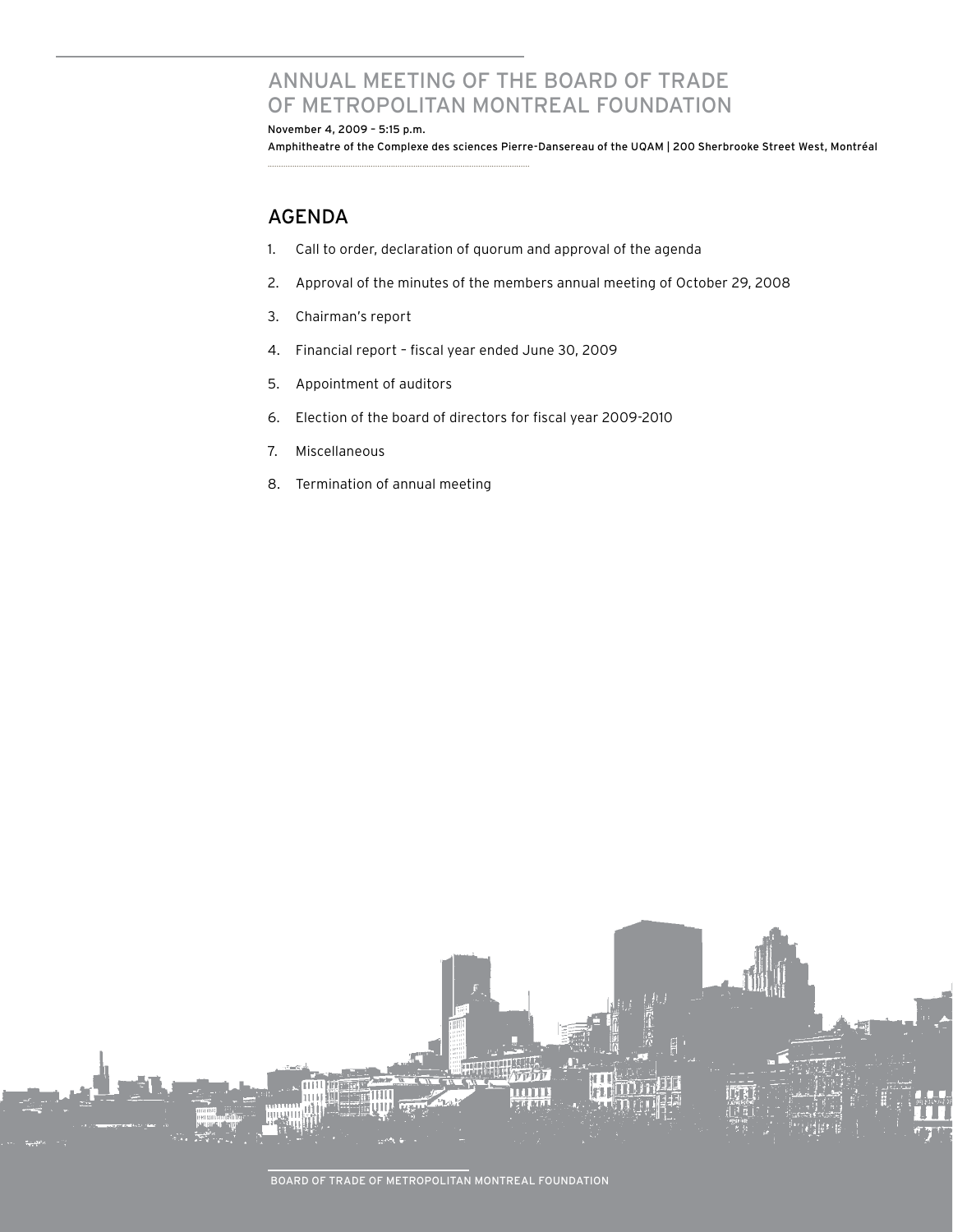# ANNUAL MEETING OF THE BOARD OF TRADE OF METROPOLITAN MONTREAL FOUNDATION

November 4, 2009 – 5:15 p.m.

Amphitheatre of the Complexe des sciences Pierre-Dansereau of the UQAM | 200 Sherbrooke Street West, Montréal

## AGENDA

1. Call to order, declaration of quorum and approval of the agenda
2. Approval of the minutes of the members annual meeting of October 29, 2008
3. Chairman's report
4. Financial report – fiscal year ended June 30, 2009
5. Appointment of auditors
6. Election of the board of directors for fiscal year 2009-2010
7. Miscellaneous
8. Termination of annual meeting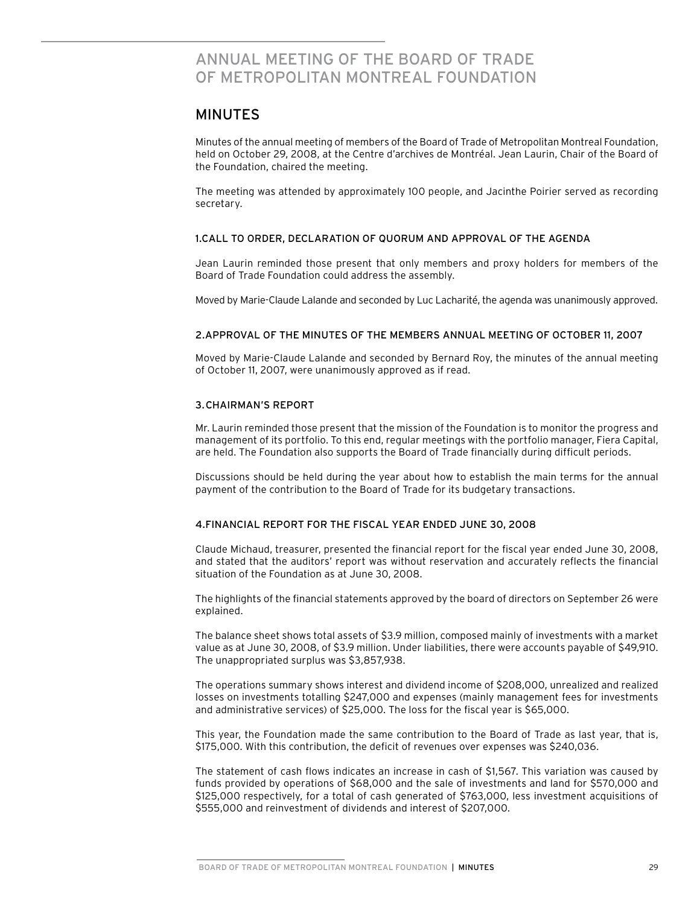# ANNUAL MEETING OF THE BOARD OF TRADE OF METROPOLITAN MONTREAL FOUNDATION

## MINUTES

Minutes of the annual meeting of members of the Board of Trade of Metropolitan Montreal Foundation, held on October 29, 2008, at the Centre d'archives de Montréal. Jean Laurin, Chair of the Board of the Foundation, chaired the meeting.

The meeting was attended by approximately 100 people, and Jacinthe Poirier served as recording secretary.

### 1.CALL TO ORDER, DECLARATION OF QUORUM AND APPROVAL OF THE AGENDA

Jean Laurin reminded those present that only members and proxy holders for members of the Board of Trade Foundation could address the assembly.

Moved by Marie-Claude Lalande and seconded by Luc Lacharité, the agenda was unanimously approved.

### 2.APPROVAL OF THE MINUTES OF THE MEMBERS ANNUAL MEETING OF OCTOBER 11, 2007

Moved by Marie-Claude Lalande and seconded by Bernard Roy, the minutes of the annual meeting of October 11, 2007, were unanimously approved as if read.

### 3.CHAIRMAN'S REPORT

Mr. Laurin reminded those present that the mission of the Foundation is to monitor the progress and management of its portfolio. To this end, regular meetings with the portfolio manager, Fiera Capital, are held. The Foundation also supports the Board of Trade financially during difficult periods.

Discussions should be held during the year about how to establish the main terms for the annual payment of the contribution to the Board of Trade for its budgetary transactions.

### 4.FINANCIAL REPORT FOR THE FISCAL YEAR ENDED JUNE 30, 2008

Claude Michaud, treasurer, presented the financial report for the fiscal year ended June 30, 2008, and stated that the auditors' report was without reservation and accurately reflects the financial situation of the Foundation as at June 30, 2008.

The highlights of the financial statements approved by the board of directors on September 26 were explained.

The balance sheet shows total assets of $3.9 million, composed mainly of investments with a market value as at June 30, 2008, of $3.9 million. Under liabilities, there were accounts payable of $49,910. The unappropriated surplus was $3,857,938.

The operations summary shows interest and dividend income of $208,000, unrealized and realized losses on investments totalling $247,000 and expenses (mainly management fees for investments and administrative services) of $25,000. The loss for the fiscal year is $65,000.

This year, the Foundation made the same contribution to the Board of Trade as last year, that is, $175,000. With this contribution, the deficit of revenues over expenses was $240,036.

The statement of cash flows indicates an increase in cash of $1,567. This variation was caused by funds provided by operations of $68,000 and the sale of investments and land for $570,000 and $125,000 respectively, for a total of cash generated of $763,000, less investment acquisitions of $555,000 and reinvestment of dividends and interest of $207,000.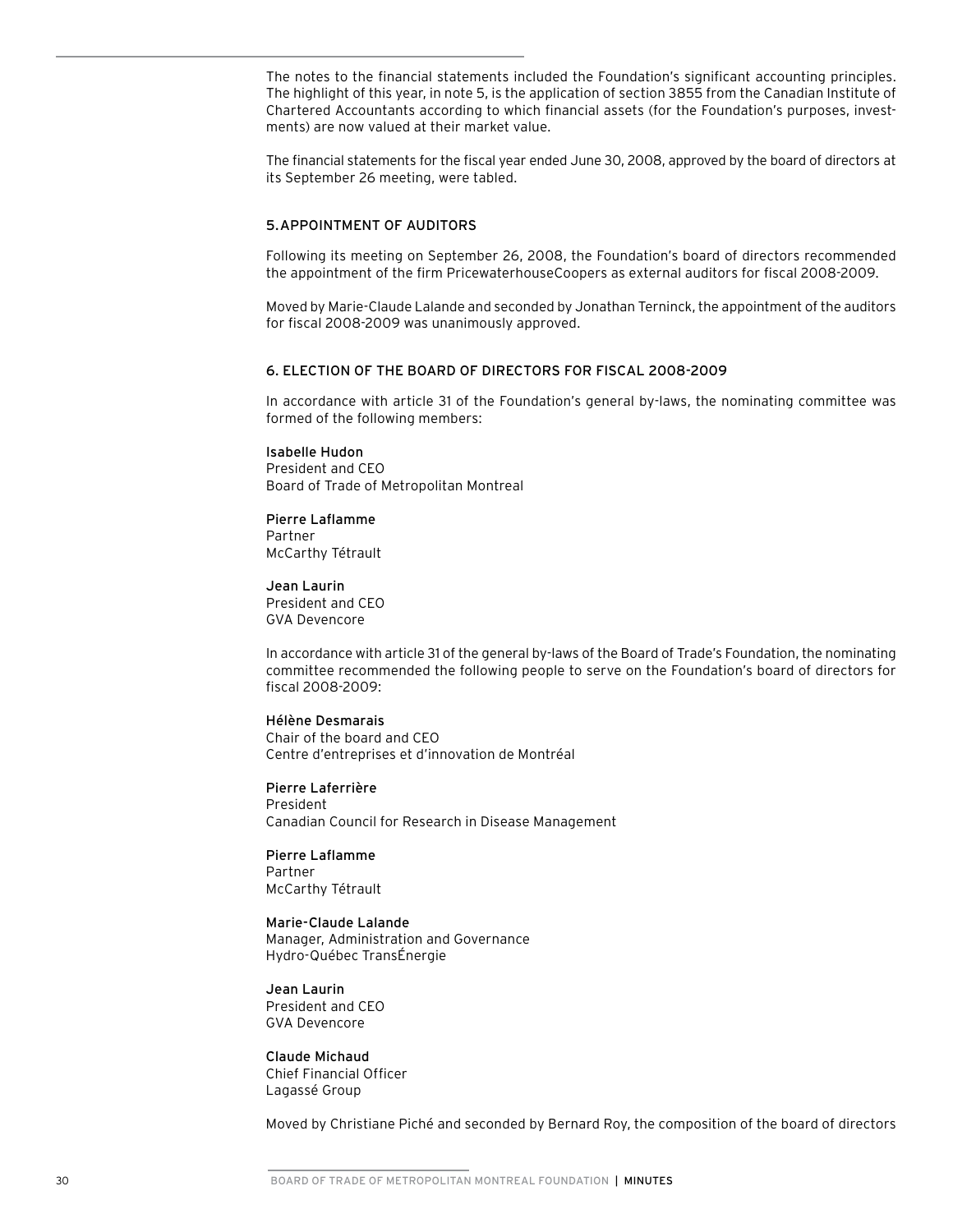The notes to the financial statements included the Foundation's significant accounting principles. The highlight of this year, in note 5, is the application of section 3855 from the Canadian Institute of Chartered Accountants according to which financial assets (for the Foundation's purposes, investments) are now valued at their market value.

The financial statements for the fiscal year ended June 30, 2008, approved by the board of directors at its September 26 meeting, were tabled.

## 5. APPOINTMENT OF AUDITORS

Following its meeting on September 26, 2008, the Foundation's board of directors recommended the appointment of the firm PricewaterhouseCoopers as external auditors for fiscal 2008-2009.

Moved by Marie-Claude Lalande and seconded by Jonathan Terninck, the appointment of the auditors for fiscal 2008-2009 was unanimously approved.

## 6. ELECTION OF THE BOARD OF DIRECTORS FOR FISCAL 2008-2009

In accordance with article 31 of the Foundation's general by-laws, the nominating committee was formed of the following members:

**Isabelle Hudon**
President and CEO
Board of Trade of Metropolitan Montreal

**Pierre Laflamme**
Partner
McCarthy Tétrault

**Jean Laurin**
President and CEO
GVA Devencore

In accordance with article 31 of the general by-laws of the Board of Trade's Foundation, the nominating committee recommended the following people to serve on the Foundation's board of directors for fiscal 2008-2009:

**Hélène Desmarais**
Chair of the board and CEO
Centre d'entreprises et d'innovation de Montréal

**Pierre Laferrière**
President
Canadian Council for Research in Disease Management

**Pierre Laflamme**
Partner
McCarthy Tétrault

**Marie-Claude Lalande**
Manager, Administration and Governance
Hydro-Québec TransÉnergie

**Jean Laurin**
President and CEO
GVA Devencore

**Claude Michaud**
Chief Financial Officer
Lagassé Group

Moved by Christiane Piché and seconded by Bernard Roy, the composition of the board of directors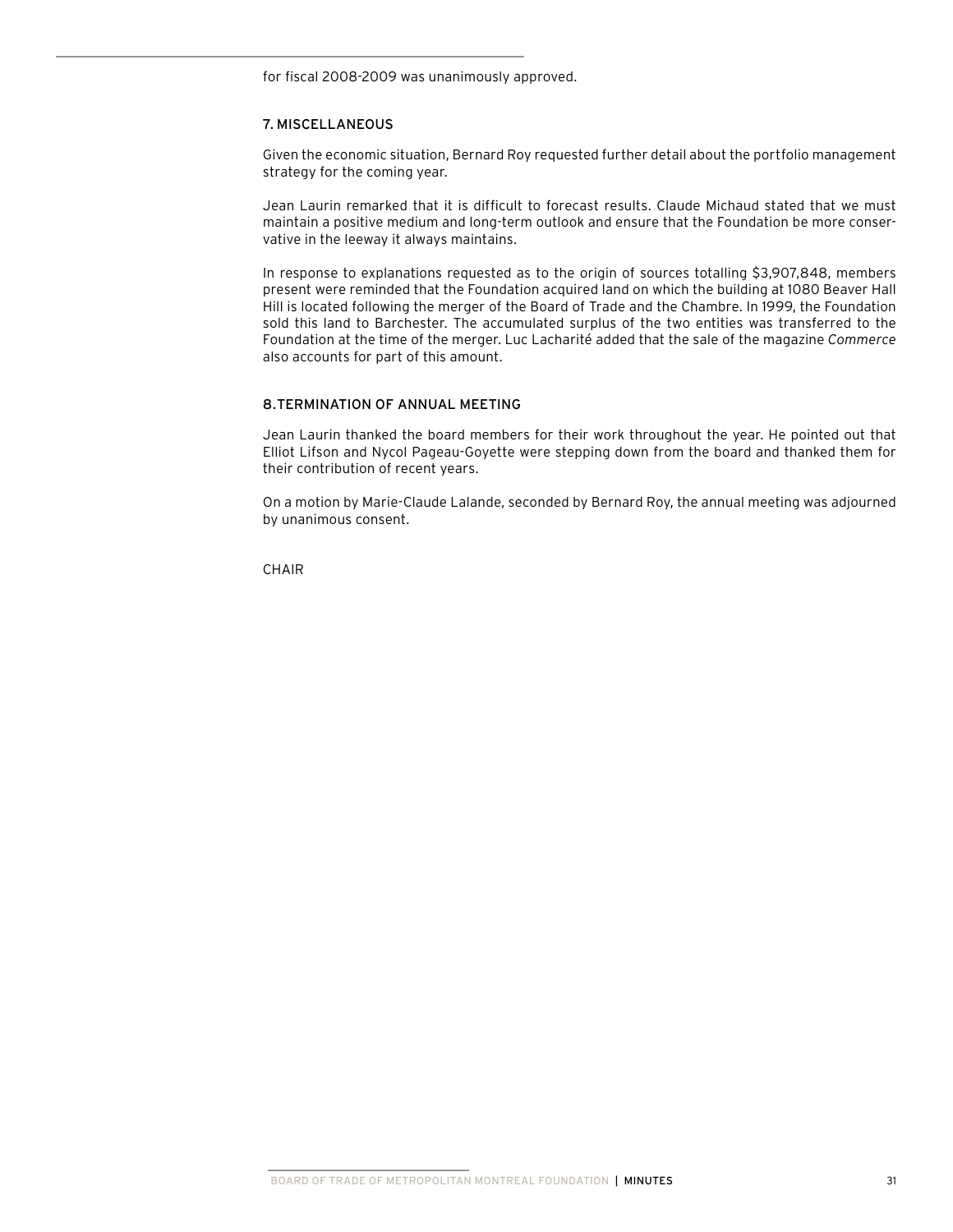for fiscal 2008-2009 was unanimously approved.

## 7. MISCELLANEOUS

Given the economic situation, Bernard Roy requested further detail about the portfolio management strategy for the coming year.

Jean Laurin remarked that it is difficult to forecast results. Claude Michaud stated that we must maintain a positive medium and long-term outlook and ensure that the Foundation be more conservative in the leeway it always maintains.

In response to explanations requested as to the origin of sources totalling $3,907,848, members present were reminded that the Foundation acquired land on which the building at 1080 Beaver Hall Hill is located following the merger of the Board of Trade and the Chambre. In 1999, the Foundation sold this land to Barchester. The accumulated surplus of the two entities was transferred to the Foundation at the time of the merger. Luc Lacharité added that the sale of the magazine *Commerce* also accounts for part of this amount.

## 8. TERMINATION OF ANNUAL MEETING

Jean Laurin thanked the board members for their work throughout the year. He pointed out that Elliot Lifson and Nycol Pageau-Goyette were stepping down from the board and thanked them for their contribution of recent years.

On a motion by Marie-Claude Lalande, seconded by Bernard Roy, the annual meeting was adjourned by unanimous consent.

CHAIR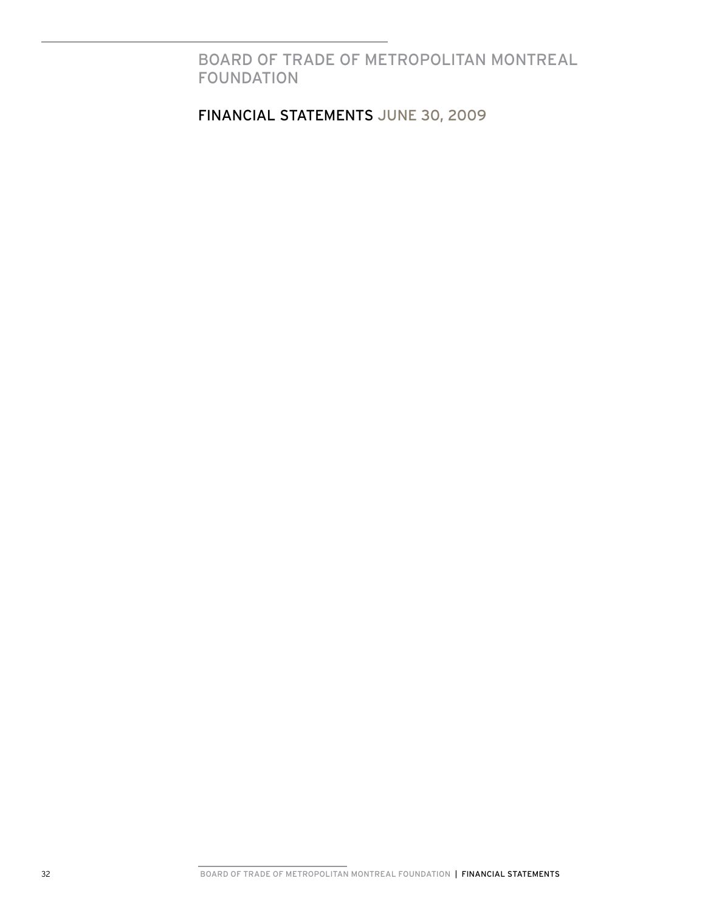# BOARD OF TRADE OF METROPOLITAN MONTREAL FOUNDATION

## FINANCIAL STATEMENTS JUNE 30, 2009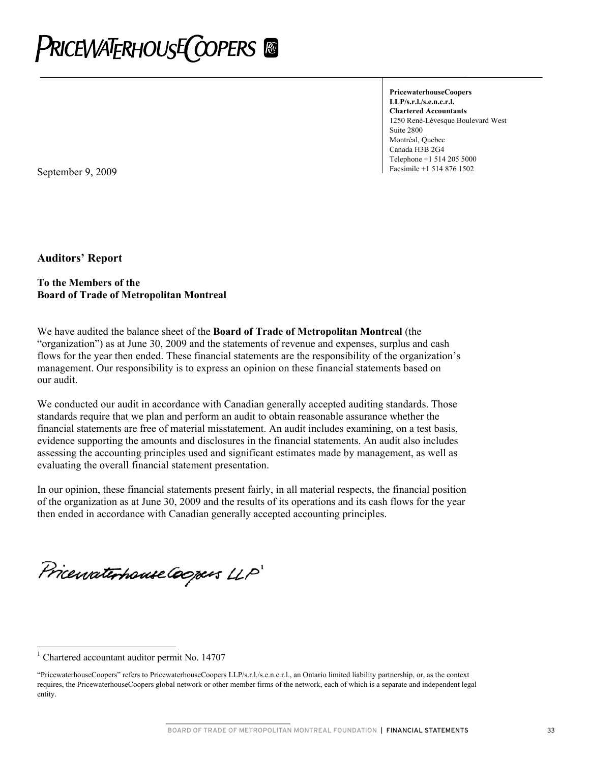PRICEWATERHOUSECOOPERS

**PricewaterhouseCoopers LLP/s.r.l./s.e.n.c.r.l.**
**Chartered Accountants**
1250 René-Lévesque Boulevard West
Suite 2800
Montréal, Quebec
Canada H3B 2G4
Telephone +1 514 205 5000
Facsimile +1 514 876 1502

September 9, 2009

## Auditors' Report

**To the Members of the**
**Board of Trade of Metropolitan Montreal**

We have audited the balance sheet of the **Board of Trade of Metropolitan Montreal** (the "organization") as at June 30, 2009 and the statements of revenue and expenses, surplus and cash flows for the year then ended. These financial statements are the responsibility of the organization's management. Our responsibility is to express an opinion on these financial statements based on our audit.

We conducted our audit in accordance with Canadian generally accepted auditing standards. Those standards require that we plan and perform an audit to obtain reasonable assurance whether the financial statements are free of material misstatement. An audit includes examining, on a test basis, evidence supporting the amounts and disclosures in the financial statements. An audit also includes assessing the accounting principles used and significant estimates made by management, as well as evaluating the overall financial statement presentation.

In our opinion, these financial statements present fairly, in all material respects, the financial position of the organization as at June 30, 2009 and the results of its operations and its cash flows for the year then ended in accordance with Canadian generally accepted accounting principles.

PricewaterhouseCoopers LLP[1]

[1] Chartered accountant auditor permit No. 14707

"PricewaterhouseCoopers" refers to PricewaterhouseCoopers LLP/s.r.l./s.e.n.c.r.l., an Ontario limited liability partnership, or, as the context requires, the PricewaterhouseCoopers global network or other member firms of the network, each of which is a separate and independent legal entity.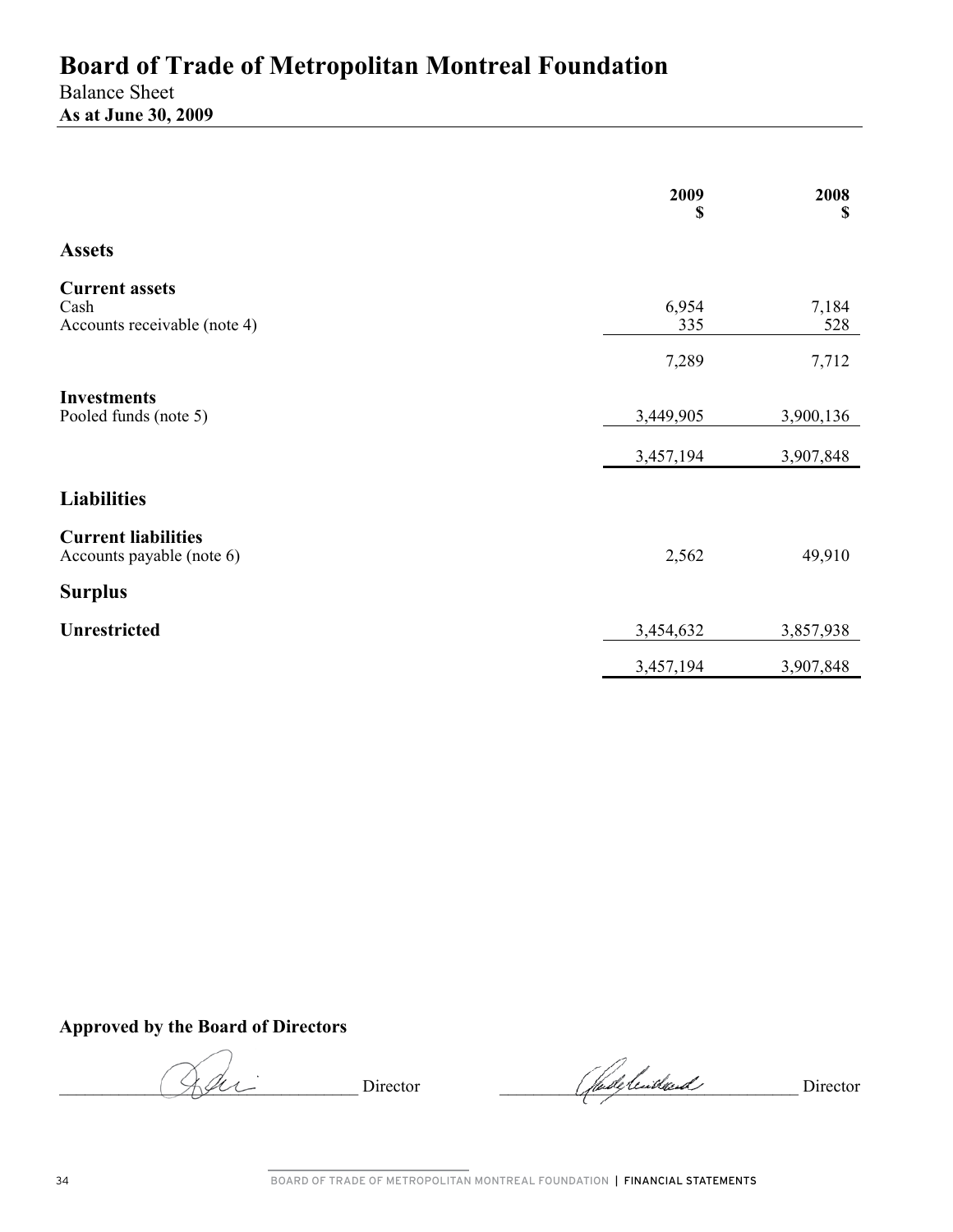# Board of Trade of Metropolitan Montreal Foundation

Balance Sheet
**As at June 30, 2009**

| | 2009<br>$ | 2008<br>$ |
|---|---|---|
| **Assets** | | |
| **Current assets** | | |
| Cash | 6,954 | 7,184 |
| Accounts receivable (note 4) | 335 | 528 |
| | 7,289 | 7,712 |
| **Investments** | | |
| Pooled funds (note 5) | 3,449,905 | 3,900,136 |
| | 3,457,194 | 3,907,848 |
| **Liabilities** | | |
| **Current liabilities** | | |
| Accounts payable (note 6) | 2,562 | 49,910 |
| **Surplus** | | |
| **Unrestricted** | 3,454,632 | 3,857,938 |
| | 3,457,194 | 3,907,848 |

**Approved by the Board of Directors**

______________________________ Director ______________________________ Director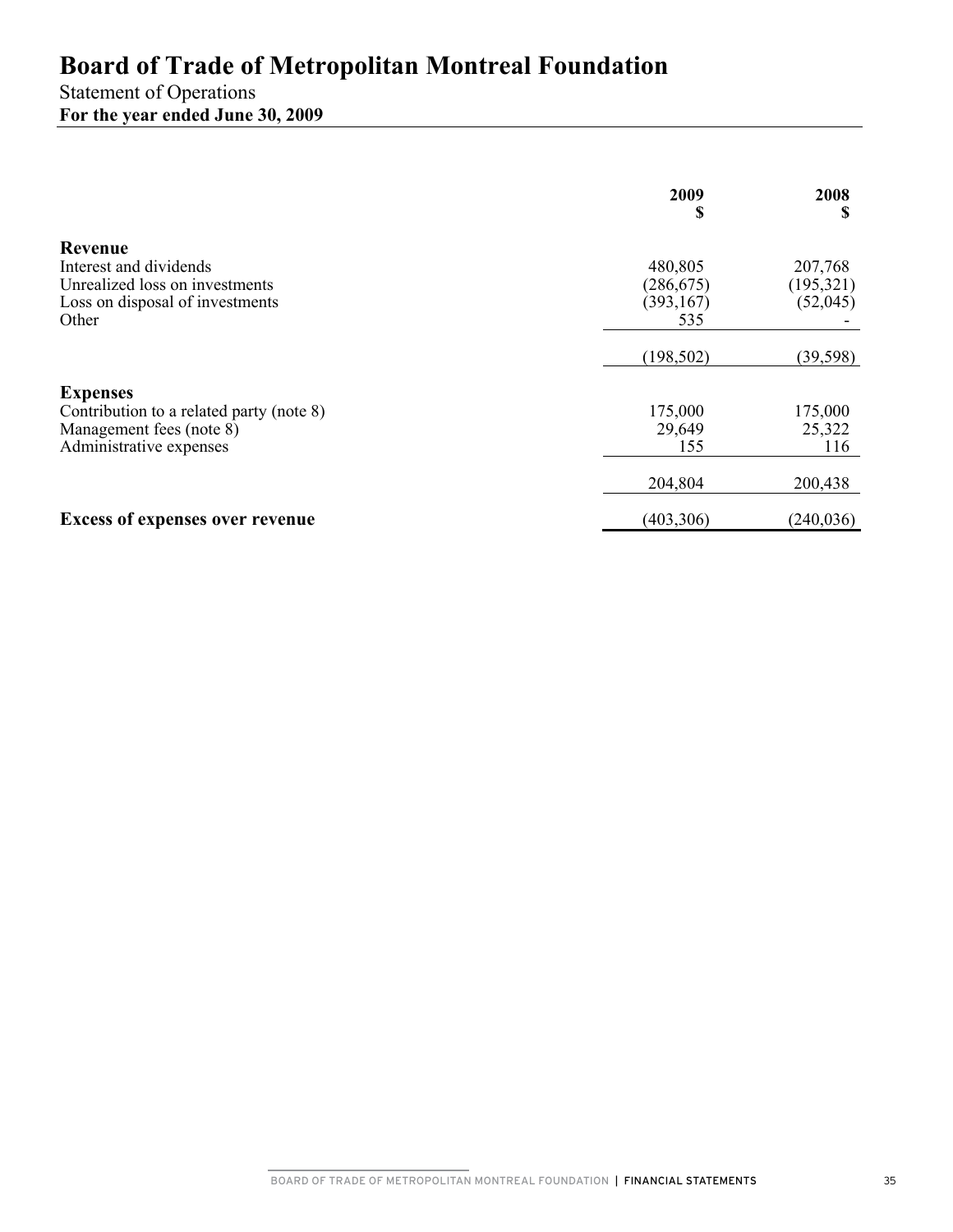# Board of Trade of Metropolitan Montreal Foundation

Statement of Operations

**For the year ended June 30, 2009**

| | 2009<br>$ | 2008<br>$ |
|---|---|---|
| **Revenue** | | |
| Interest and dividends | 480,805 | 207,768 |
| Unrealized loss on investments | (286,675) | (195,321) |
| Loss on disposal of investments | (393,167) | (52,045) |
| Other | 535 | - |
| | (198,502) | (39,598) |
| **Expenses** | | |
| Contribution to a related party (note 8) | 175,000 | 175,000 |
| Management fees (note 8) | 29,649 | 25,322 |
| Administrative expenses | 155 | 116 |
| | 204,804 | 200,438 |
| **Excess of expenses over revenue** | (403,306) | (240,036) |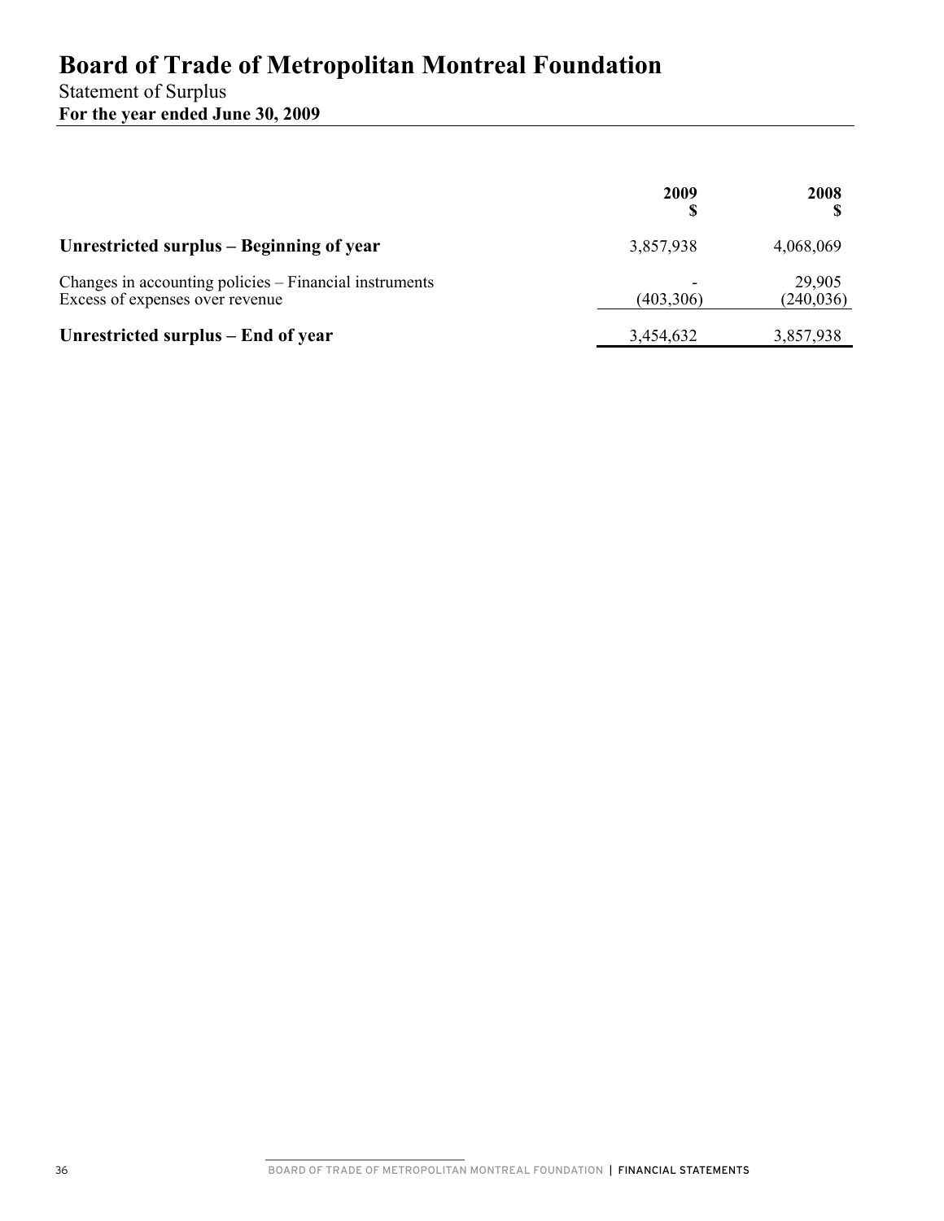# Board of Trade of Metropolitan Montreal Foundation

Statement of Surplus

**For the year ended June 30, 2009**

| | 2009<br>$ | 2008<br>$ |
|---|---|---|
| **Unrestricted surplus – Beginning of year** | 3,857,938 | 4,068,069 |
| Changes in accounting policies – Financial instruments | - | 29,905 |
| Excess of expenses over revenue | (403,306) | (240,036) |
| **Unrestricted surplus – End of year** | 3,454,632 | 3,857,938 |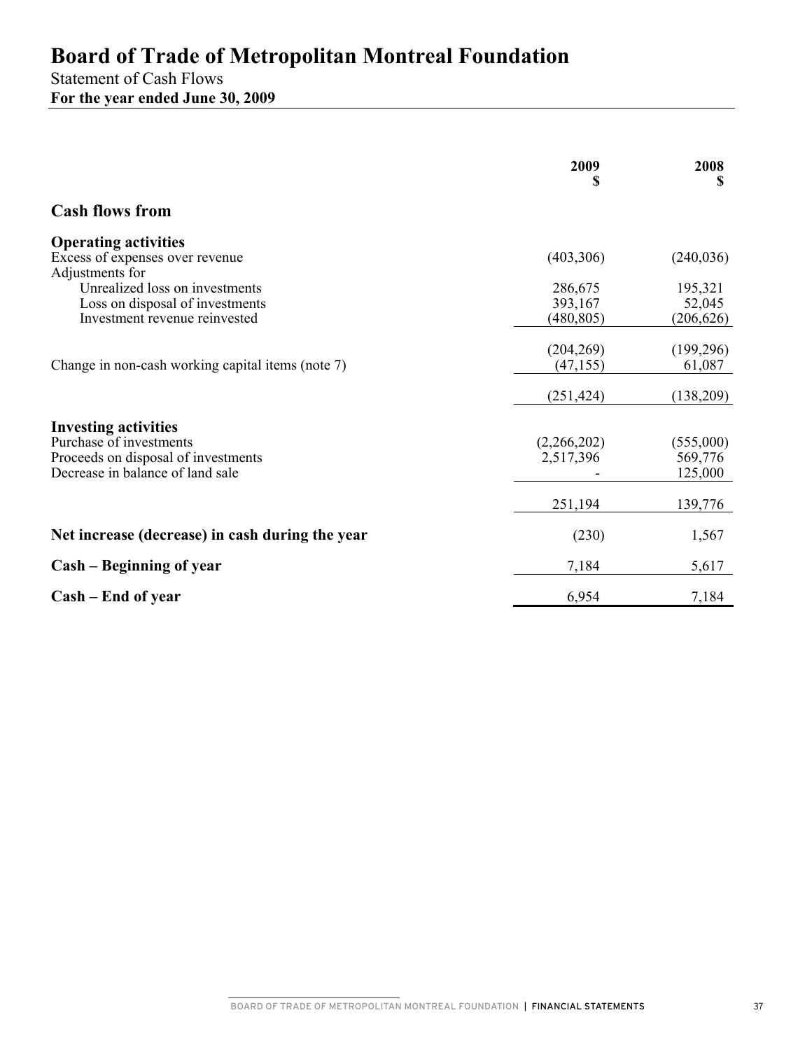# Board of Trade of Metropolitan Montreal Foundation

Statement of Cash Flows

**For the year ended June 30, 2009**

| | 2009<br>$ | 2008<br>$ |
|---|---|---|
| **Cash flows from** | | |
| **Operating activities** | | |
| Excess of expenses over revenue | (403,306) | (240,036) |
| Adjustments for | | |
| Unrealized loss on investments | 286,675 | 195,321 |
| Loss on disposal of investments | 393,167 | 52,045 |
| Investment revenue reinvested | (480,805) | (206,626) |
| | (204,269) | (199,296) |
| Change in non-cash working capital items (note 7) | (47,155) | 61,087 |
| | (251,424) | (138,209) |
| **Investing activities** | | |
| Purchase of investments | (2,266,202) | (555,000) |
| Proceeds on disposal of investments | 2,517,396 | 569,776 |
| Decrease in balance of land sale | - | 125,000 |
| | 251,194 | 139,776 |
| **Net increase (decrease) in cash during the year** | (230) | 1,567 |
| **Cash – Beginning of year** | 7,184 | 5,617 |
| **Cash – End of year** | 6,954 | 7,184 |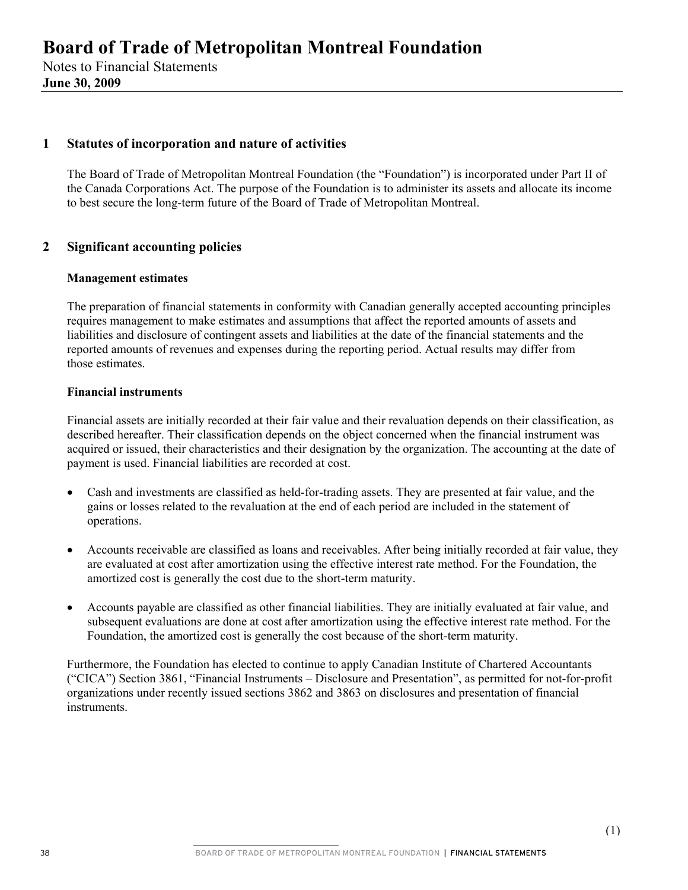# Board of Trade of Metropolitan Montreal Foundation

Notes to Financial Statements
**June 30, 2009**

## 1 Statutes of incorporation and nature of activities

The Board of Trade of Metropolitan Montreal Foundation (the "Foundation") is incorporated under Part II of the Canada Corporations Act. The purpose of the Foundation is to administer its assets and allocate its income to best secure the long-term future of the Board of Trade of Metropolitan Montreal.

## 2 Significant accounting policies

### Management estimates

The preparation of financial statements in conformity with Canadian generally accepted accounting principles requires management to make estimates and assumptions that affect the reported amounts of assets and liabilities and disclosure of contingent assets and liabilities at the date of the financial statements and the reported amounts of revenues and expenses during the reporting period. Actual results may differ from those estimates.

### Financial instruments

Financial assets are initially recorded at their fair value and their revaluation depends on their classification, as described hereafter. Their classification depends on the object concerned when the financial instrument was acquired or issued, their characteristics and their designation by the organization. The accounting at the date of payment is used. Financial liabilities are recorded at cost.

- Cash and investments are classified as held-for-trading assets. They are presented at fair value, and the gains or losses related to the revaluation at the end of each period are included in the statement of operations.
- Accounts receivable are classified as loans and receivables. After being initially recorded at fair value, they are evaluated at cost after amortization using the effective interest rate method. For the Foundation, the amortized cost is generally the cost due to the short-term maturity.
- Accounts payable are classified as other financial liabilities. They are initially evaluated at fair value, and subsequent evaluations are done at cost after amortization using the effective interest rate method. For the Foundation, the amortized cost is generally the cost because of the short-term maturity.

Furthermore, the Foundation has elected to continue to apply Canadian Institute of Chartered Accountants ("CICA") Section 3861, "Financial Instruments – Disclosure and Presentation", as permitted for not-for-profit organizations under recently issued sections 3862 and 3863 on disclosures and presentation of financial instruments.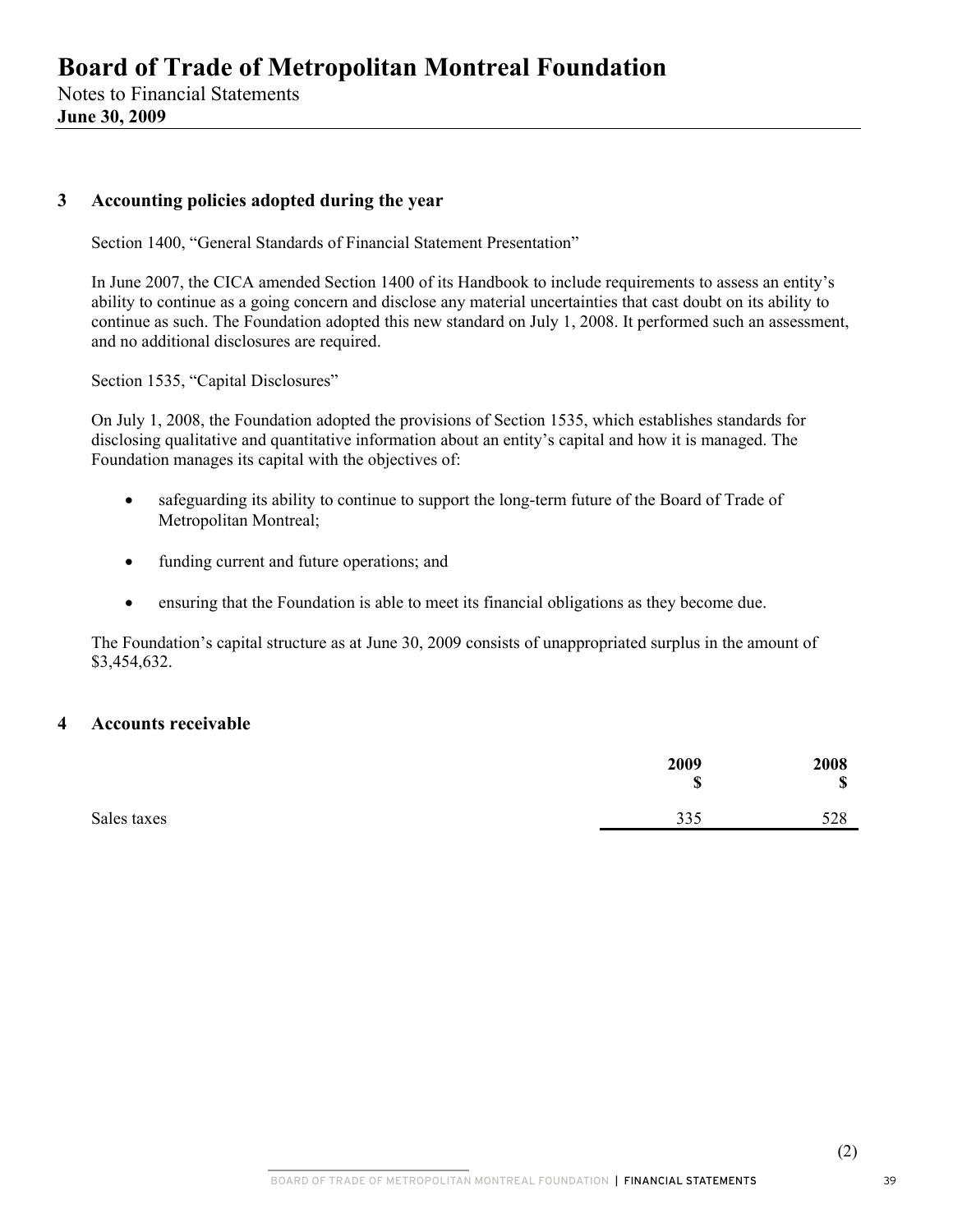# Board of Trade of Metropolitan Montreal Foundation

Notes to Financial Statements
**June 30, 2009**

## 3 Accounting policies adopted during the year

Section 1400, “General Standards of Financial Statement Presentation”

In June 2007, the CICA amended Section 1400 of its Handbook to include requirements to assess an entity’s ability to continue as a going concern and disclose any material uncertainties that cast doubt on its ability to continue as such. The Foundation adopted this new standard on July 1, 2008. It performed such an assessment, and no additional disclosures are required.

Section 1535, “Capital Disclosures”

On July 1, 2008, the Foundation adopted the provisions of Section 1535, which establishes standards for disclosing qualitative and quantitative information about an entity’s capital and how it is managed. The Foundation manages its capital with the objectives of:

- safeguarding its ability to continue to support the long-term future of the Board of Trade of Metropolitan Montreal;
- funding current and future operations; and
- ensuring that the Foundation is able to meet its financial obligations as they become due.

The Foundation’s capital structure as at June 30, 2009 consists of unappropriated surplus in the amount of $3,454,632.

## 4 Accounts receivable

| | 2009<br>$ | 2008<br>$ |
|---|---|---|
| Sales taxes | 335 | 528 |

(2)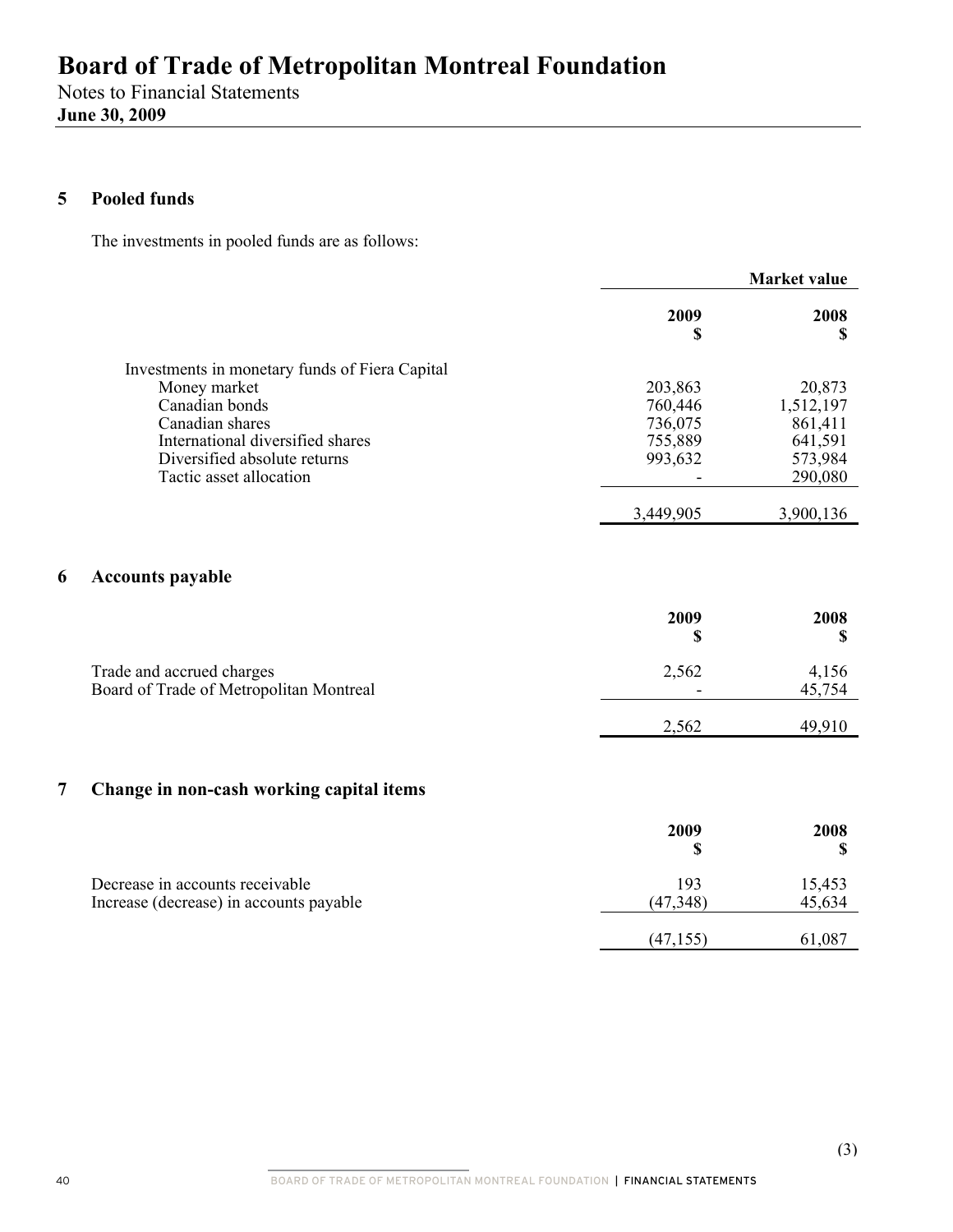# Board of Trade of Metropolitan Montreal Foundation

Notes to Financial Statements
**June 30, 2009**

## 5 Pooled funds

The investments in pooled funds are as follows:

| | Market value | |
|---|---|---|
| | **2009** **$** | **2008** **$** |
| Investments in monetary funds of Fiera Capital | | |
| Money market | 203,863 | 20,873 |
| Canadian bonds | 760,446 | 1,512,197 |
| Canadian shares | 736,075 | 861,411 |
| International diversified shares | 755,889 | 641,591 |
| Diversified absolute returns | 993,632 | 573,984 |
| Tactic asset allocation | - | 290,080 |
| | 3,449,905 | 3,900,136 |

## 6 Accounts payable

| | **2009** **$** | **2008** **$** |
|---|---|---|
| Trade and accrued charges | 2,562 | 4,156 |
| Board of Trade of Metropolitan Montreal | - | 45,754 |
| | 2,562 | 49,910 |

## 7 Change in non-cash working capital items

| | **2009** **$** | **2008** **$** |
|---|---|---|
| Decrease in accounts receivable | 193 | 15,453 |
| Increase (decrease) in accounts payable | (47,348) | 45,634 |
| | (47,155) | 61,087 |

(3)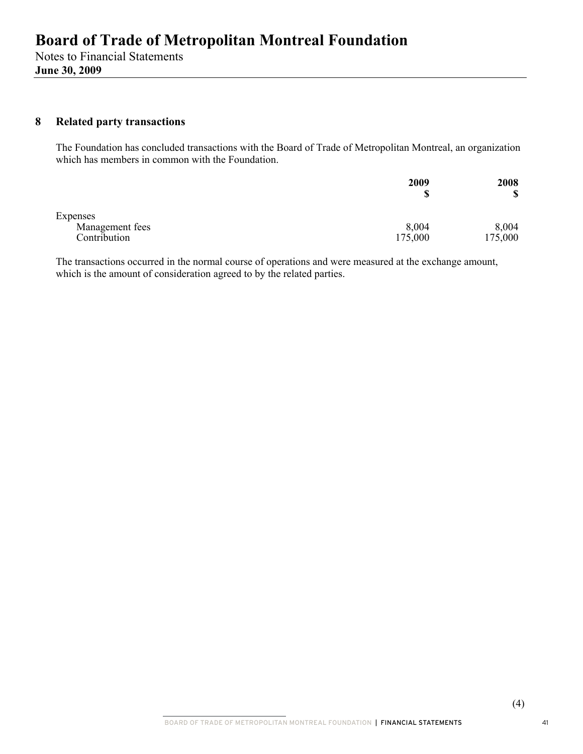# Board of Trade of Metropolitan Montreal Foundation

Notes to Financial Statements
**June 30, 2009**

## 8 Related party transactions

The Foundation has concluded transactions with the Board of Trade of Metropolitan Montreal, an organization which has members in common with the Foundation.

| | 2009<br>$ | 2008<br>$ |
|---|---|---|
| Expenses | | |
| Management fees | 8,004 | 8,004 |
| Contribution | 175,000 | 175,000 |

The transactions occurred in the normal course of operations and were measured at the exchange amount, which is the amount of consideration agreed to by the related parties.

(4)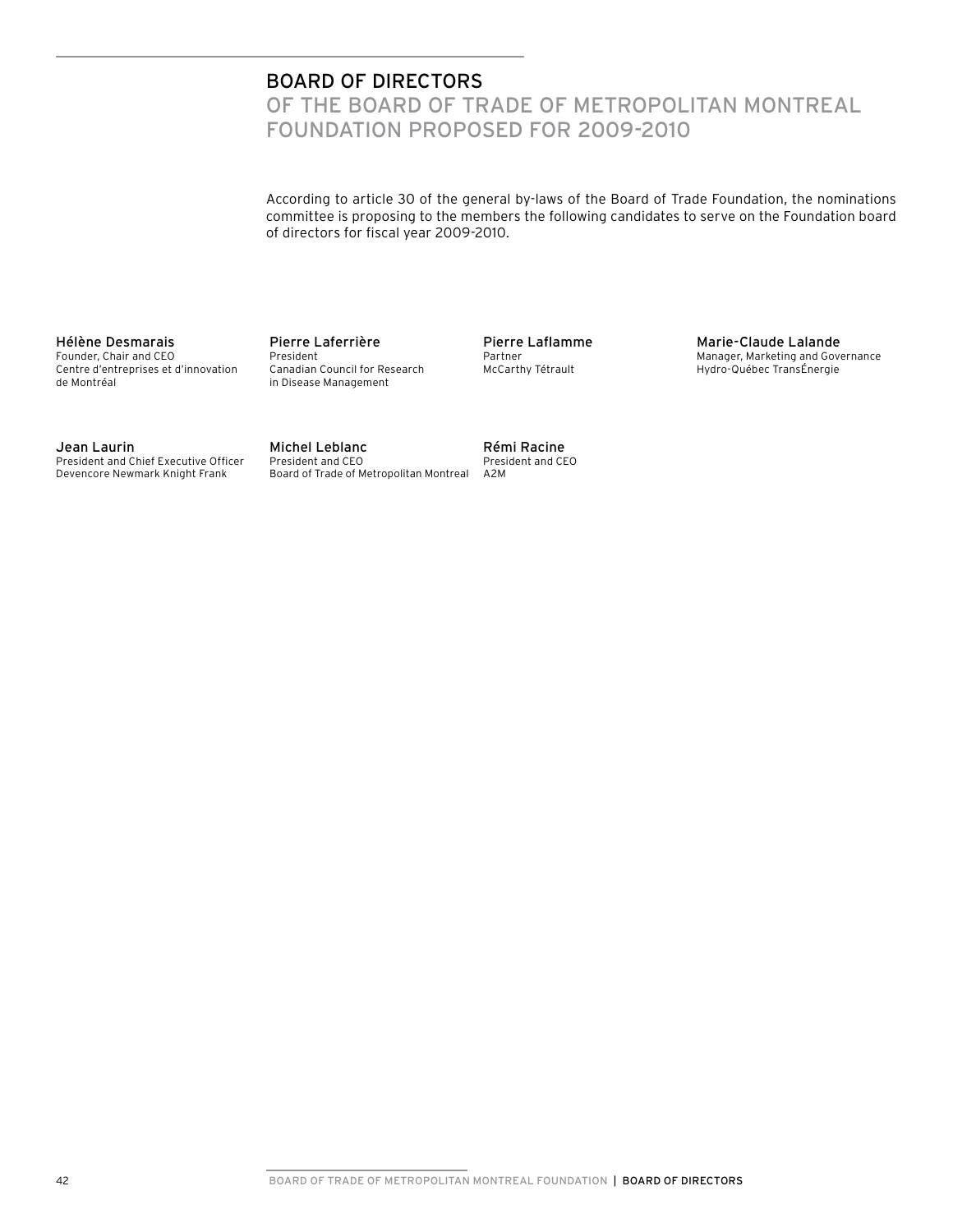# BOARD OF DIRECTORS

## OF THE BOARD OF TRADE OF METROPOLITAN MONTREAL FOUNDATION PROPOSED FOR 2009-2010

According to article 30 of the general by-laws of the Board of Trade Foundation, the nominations committee is proposing to the members the following candidates to serve on the Foundation board of directors for fiscal year 2009-2010.

**Hélène Desmarais**
Founder, Chair and CEO
Centre d'entreprises et d'innovation de Montréal

**Pierre Laferrière**
President
Canadian Council for Research in Disease Management

**Pierre Laflamme**
Partner
McCarthy Tétrault

**Marie-Claude Lalande**
Manager, Marketing and Governance
Hydro-Québec TransÉnergie

**Jean Laurin**
President and Chief Executive Officer
Devencore Newmark Knight Frank

**Michel Leblanc**
President and CEO
Board of Trade of Metropolitan Montreal

**Rémi Racine**
President and CEO
A2M